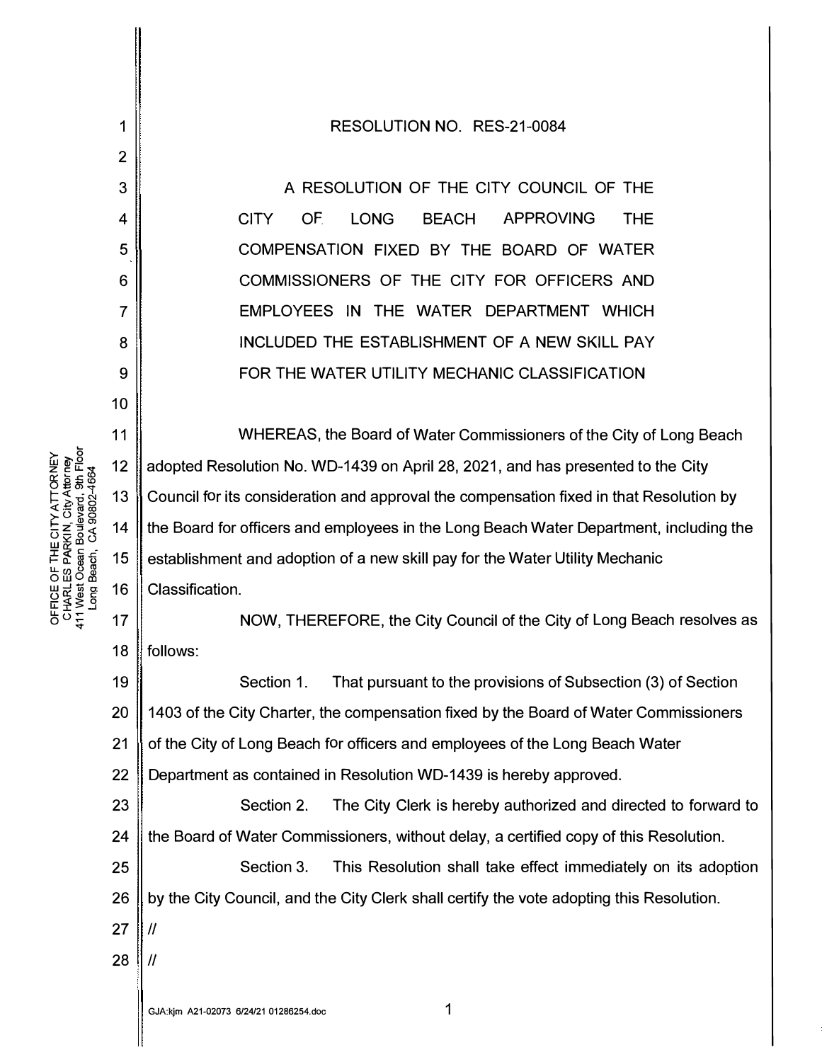# RESOLUTION NO. RES-21-0084

A RESOLUTION OF THE CITY COUNCIL OF THE CITY OF LONG BEACH APPROVING THE COMPENSATION FIXED BY THE BOARD OF WATER COMMISSIONERS OF THE CITY FOR OFFICERS AND EMPLOYEES IN THE WATER DEPARTMENT WHICH INCLUDED THE ESTABLISHMENT OF A NEW SKILL PAY FOR THE WATER UTILITY MECHANIC CLASSIFICATION

WHEREAS, the Board of Water Commissioners of the City of Long Beach adopted Resolution No. WD-1439 on April 28, 2021, and has presented to the City Council for its consideration and approval the compensation fixed in that Resolution by the Board for officers and employees in the Long Beach Water Department, including the establishment and adoption of a new skill pay for the Water Utility Mechanic Classification.

NOW, THEREFORE, the City Council of the City of Long Beach resolves as follows:

Section 1. That pursuant to the provisions of Subsection (3) of Section 1403 of the City Charter, the compensation fixed by the Board of Water Commissioners of the City of Long Beach for officers and employees of the Long Beach Water Department as contained in Resolution WD-1439 is hereby approved.

Section 2. The City Clerk is hereby authorized and directed to forward to the Board of Water Commissioners, without delay, a certified copy of this Resolution.

Section 3. This Resolution shall take effect immediately on its adoption by the City Council, and the City Clerk shall certify the vote adopting this Resolution.

//

//

GJA:kjm A21-02073 6/24/21 01286254.doc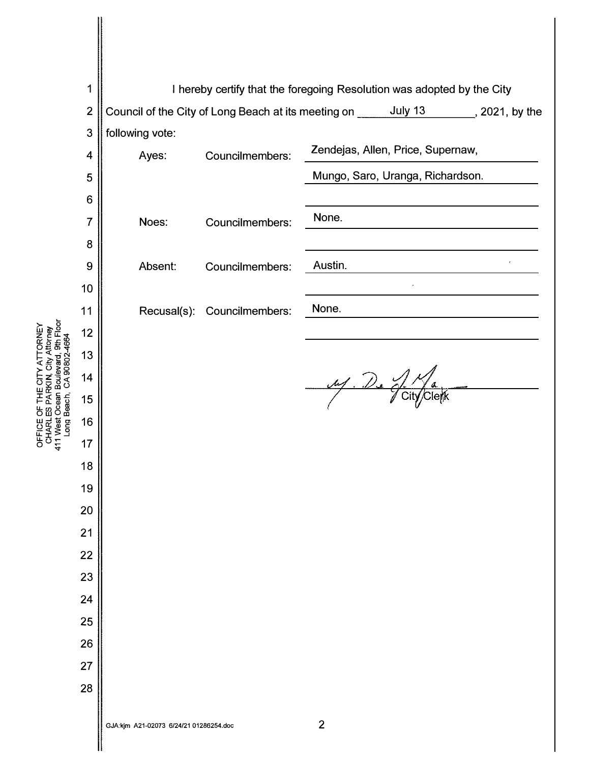I hereby certify that the foregoing Resolution was adopted by the City Council of the City of Long Beach at its meeting on July 13, 2021, by the following vote:

| | | |
|---|---|---|
| Ayes: | Councilmembers: | Zendejas, Allen, Price, Supernaw, Mungo, Saro, Uranga, Richardson. |
| Noes: | Councilmembers: | None. |
| Absent: | Councilmembers: | Austin. |
| Recusal(s): | Councilmembers: | None. |

City Clerk

OFFICE OF THE CITY ATTORNEY
CHARLES PARKIN, City Attorney
411 West Ocean Boulevard, 9th Floor
Long Beach, CA 90802-4664

GJA:kjm A21-02073 6/24/21 01286254.doc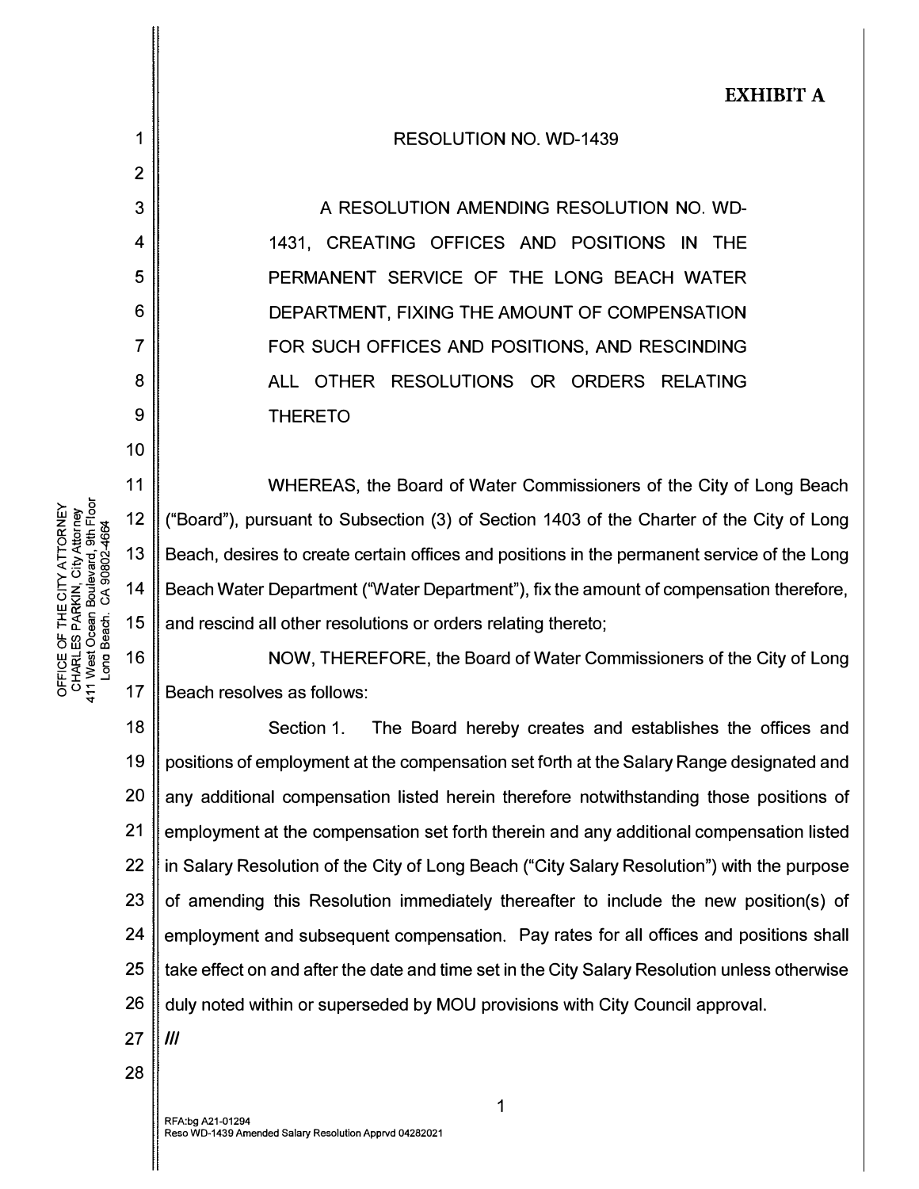**EXHIBIT A**

RESOLUTION NO. WD-1439

A RESOLUTION AMENDING RESOLUTION NO. WD-1431, CREATING OFFICES AND POSITIONS IN THE PERMANENT SERVICE OF THE LONG BEACH WATER DEPARTMENT, FIXING THE AMOUNT OF COMPENSATION FOR SUCH OFFICES AND POSITIONS, AND RESCINDING ALL OTHER RESOLUTIONS OR ORDERS RELATING THERETO

WHEREAS, the Board of Water Commissioners of the City of Long Beach ("Board"), pursuant to Subsection (3) of Section 1403 of the Charter of the City of Long Beach, desires to create certain offices and positions in the permanent service of the Long Beach Water Department ("Water Department"), fix the amount of compensation therefore, and rescind all other resolutions or orders relating thereto;

NOW, THEREFORE, the Board of Water Commissioners of the City of Long Beach resolves as follows:

Section 1. The Board hereby creates and establishes the offices and positions of employment at the compensation set forth at the Salary Range designated and any additional compensation listed herein therefore notwithstanding those positions of employment at the compensation set forth therein and any additional compensation listed in Salary Resolution of the City of Long Beach ("City Salary Resolution") with the purpose of amending this Resolution immediately thereafter to include the new position(s) of employment and subsequent compensation. Pay rates for all offices and positions shall take effect on and after the date and time set in the City Salary Resolution unless otherwise duly noted within or superseded by MOU provisions with City Council approval.

///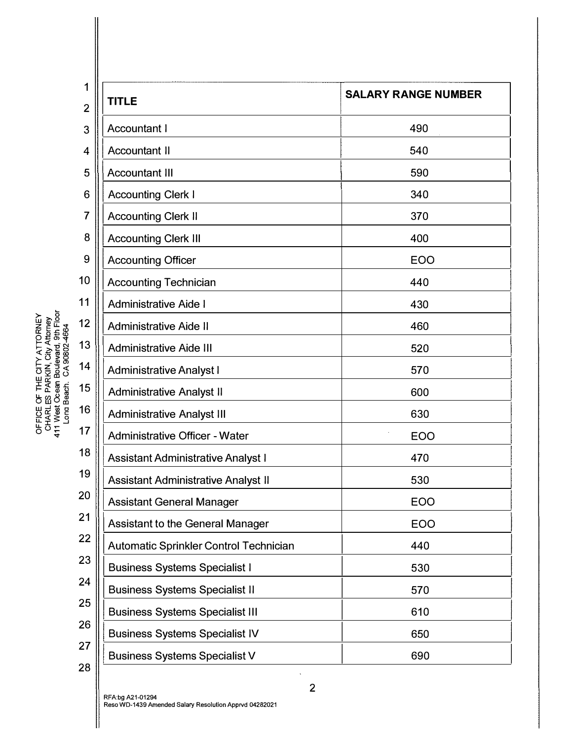| TITLE | SALARY RANGE NUMBER |
| --- | --- |
| Accountant I | 490 |
| Accountant II | 540 |
| Accountant III | 590 |
| Accounting Clerk I | 340 |
| Accounting Clerk II | 370 |
| Accounting Clerk III | 400 |
| Accounting Officer | EOO |
| Accounting Technician | 440 |
| Administrative Aide I | 430 |
| Administrative Aide II | 460 |
| Administrative Aide III | 520 |
| Administrative Analyst I | 570 |
| Administrative Analyst II | 600 |
| Administrative Analyst III | 630 |
| Administrative Officer - Water | EOO |
| Assistant Administrative Analyst I | 470 |
| Assistant Administrative Analyst II | 530 |
| Assistant General Manager | EOO |
| Assistant to the General Manager | EOO |
| Automatic Sprinkler Control Technician | 440 |
| Business Systems Specialist I | 530 |
| Business Systems Specialist II | 570 |
| Business Systems Specialist III | 610 |
| Business Systems Specialist IV | 650 |
| Business Systems Specialist V | 690 |

OFFICE OF THE CITY ATTORNEY
CHARLES PARKIN, City Attorney
411 West Ocean Boulevard, 9th Floor
Long Beach, CA 90802-4664

RFA:bg A21-01294
Reso WD-1439 Amended Salary Resolution Apprvd 04282021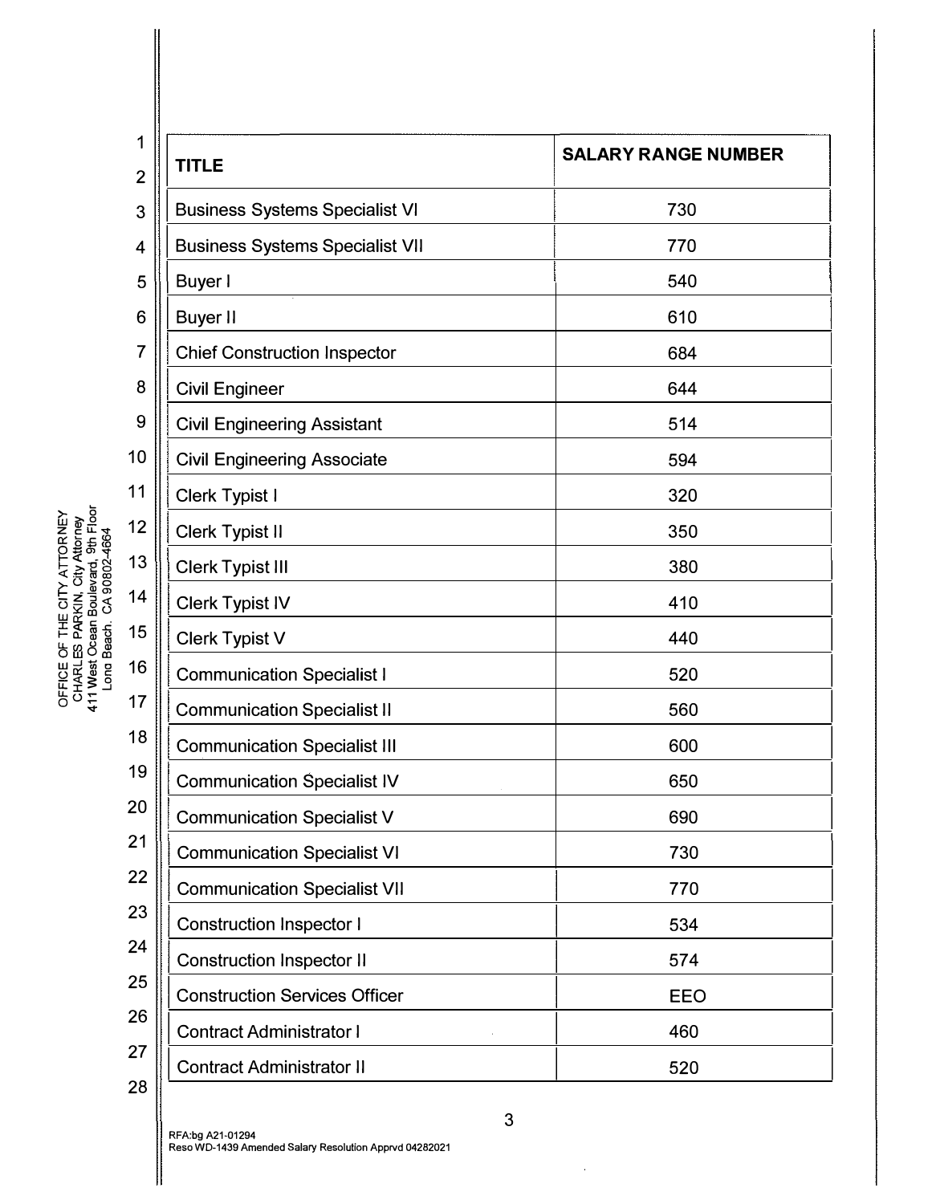| TITLE | SALARY RANGE NUMBER |
| --- | --- |
| Business Systems Specialist VI | 730 |
| Business Systems Specialist VII | 770 |
| Buyer I | 540 |
| Buyer II | 610 |
| Chief Construction Inspector | 684 |
| Civil Engineer | 644 |
| Civil Engineering Assistant | 514 |
| Civil Engineering Associate | 594 |
| Clerk Typist I | 320 |
| Clerk Typist II | 350 |
| Clerk Typist III | 380 |
| Clerk Typist IV | 410 |
| Clerk Typist V | 440 |
| Communication Specialist I | 520 |
| Communication Specialist II | 560 |
| Communication Specialist III | 600 |
| Communication Specialist IV | 650 |
| Communication Specialist V | 690 |
| Communication Specialist VI | 730 |
| Communication Specialist VII | 770 |
| Construction Inspector I | 534 |
| Construction Inspector II | 574 |
| Construction Services Officer | EEO |
| Contract Administrator I | 460 |
| Contract Administrator II | 520 |

RFA:bg A21-01294
Reso WD-1439 Amended Salary Resolution Apprvd 04282021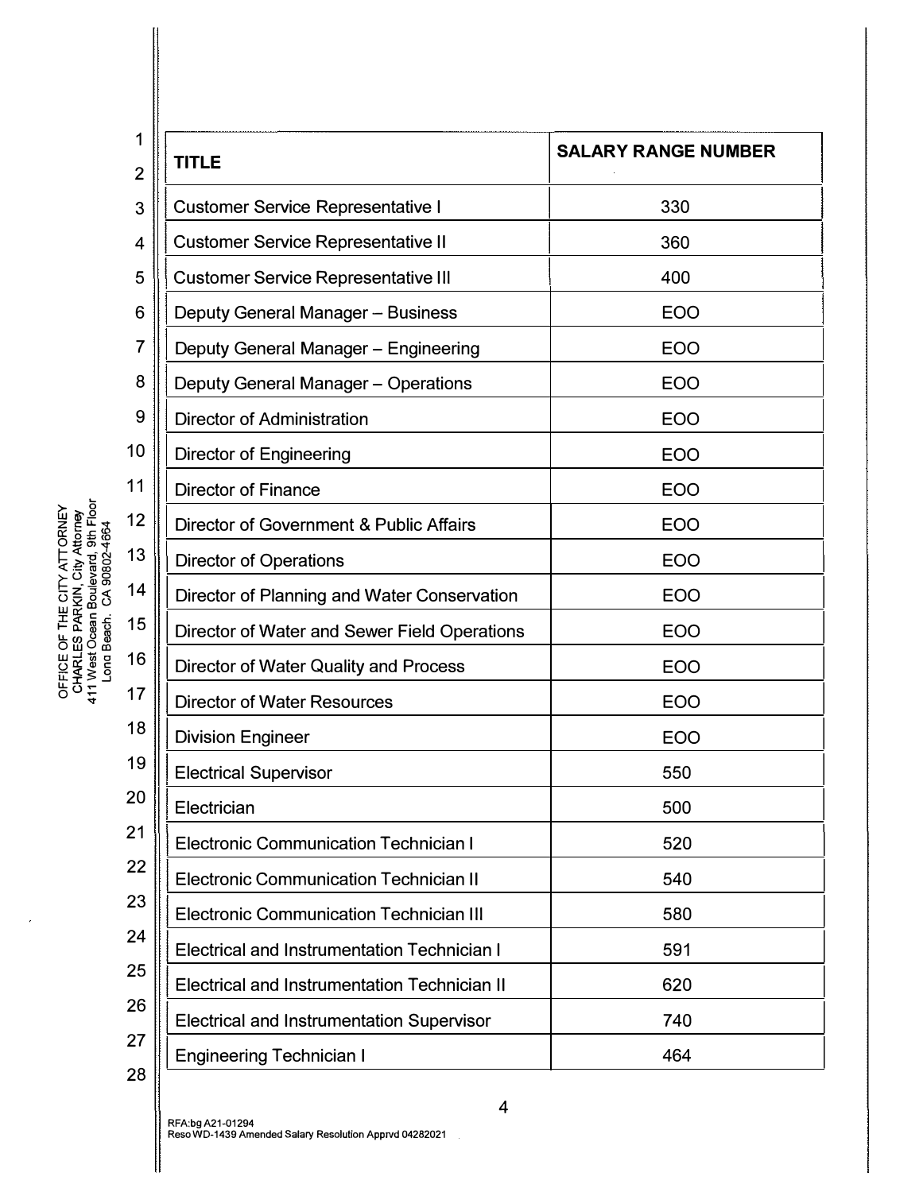| TITLE | SALARY RANGE NUMBER |
|---|---|
| Customer Service Representative I | 330 |
| Customer Service Representative II | 360 |
| Customer Service Representative III | 400 |
| Deputy General Manager – Business | EOO |
| Deputy General Manager – Engineering | EOO |
| Deputy General Manager – Operations | EOO |
| Director of Administration | EOO |
| Director of Engineering | EOO |
| Director of Finance | EOO |
| Director of Government & Public Affairs | EOO |
| Director of Operations | EOO |
| Director of Planning and Water Conservation | EOO |
| Director of Water and Sewer Field Operations | EOO |
| Director of Water Quality and Process | EOO |
| Director of Water Resources | EOO |
| Division Engineer | EOO |
| Electrical Supervisor | 550 |
| Electrician | 500 |
| Electronic Communication Technician I | 520 |
| Electronic Communication Technician II | 540 |
| Electronic Communication Technician III | 580 |
| Electrical and Instrumentation Technician I | 591 |
| Electrical and Instrumentation Technician II | 620 |
| Electrical and Instrumentation Supervisor | 740 |
| Engineering Technician I | 464 |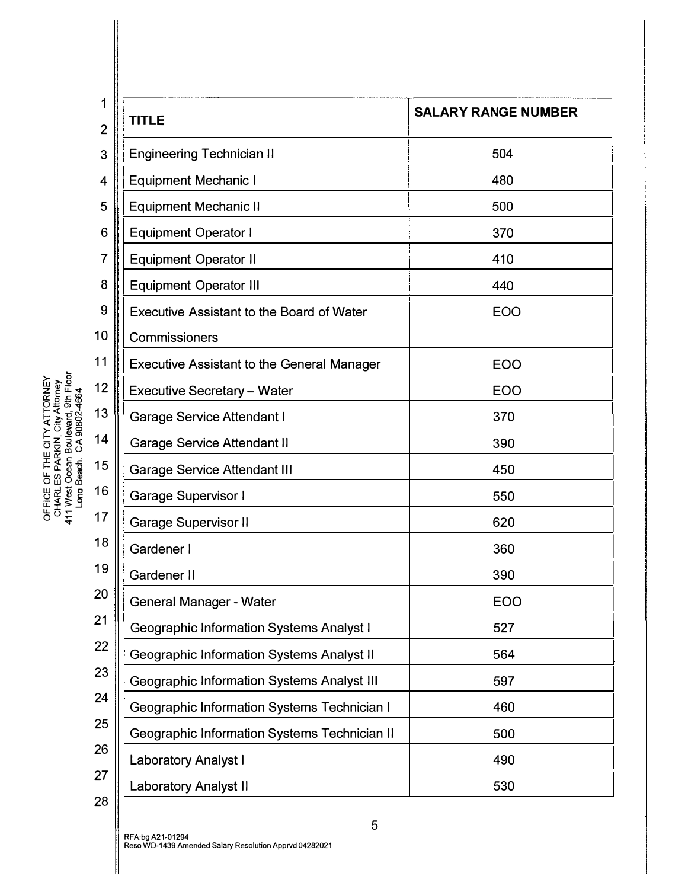| TITLE | SALARY RANGE NUMBER |
| --- | --- |
| Engineering Technician II | 504 |
| Equipment Mechanic I | 480 |
| Equipment Mechanic II | 500 |
| Equipment Operator I | 370 |
| Equipment Operator II | 410 |
| Equipment Operator III | 440 |
| Executive Assistant to the Board of Water Commissioners | EOO |
| Executive Assistant to the General Manager | EOO |
| Executive Secretary – Water | EOO |
| Garage Service Attendant I | 370 |
| Garage Service Attendant II | 390 |
| Garage Service Attendant III | 450 |
| Garage Supervisor I | 550 |
| Garage Supervisor II | 620 |
| Gardener I | 360 |
| Gardener II | 390 |
| General Manager - Water | EOO |
| Geographic Information Systems Analyst I | 527 |
| Geographic Information Systems Analyst II | 564 |
| Geographic Information Systems Analyst III | 597 |
| Geographic Information Systems Technician I | 460 |
| Geographic Information Systems Technician II | 500 |
| Laboratory Analyst I | 490 |
| Laboratory Analyst II | 530 |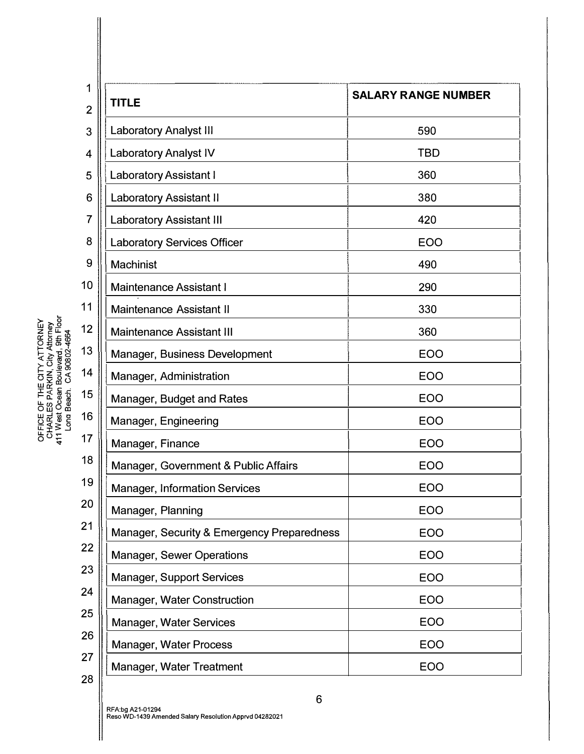| TITLE | SALARY RANGE NUMBER |
| --- | --- |
| Laboratory Analyst III | 590 |
| Laboratory Analyst IV | TBD |
| Laboratory Assistant I | 360 |
| Laboratory Assistant II | 380 |
| Laboratory Assistant III | 420 |
| Laboratory Services Officer | EOO |
| Machinist | 490 |
| Maintenance Assistant I | 290 |
| Maintenance Assistant II | 330 |
| Maintenance Assistant III | 360 |
| Manager, Business Development | EOO |
| Manager, Administration | EOO |
| Manager, Budget and Rates | EOO |
| Manager, Engineering | EOO |
| Manager, Finance | EOO |
| Manager, Government & Public Affairs | EOO |
| Manager, Information Services | EOO |
| Manager, Planning | EOO |
| Manager, Security & Emergency Preparedness | EOO |
| Manager, Sewer Operations | EOO |
| Manager, Support Services | EOO |
| Manager, Water Construction | EOO |
| Manager, Water Services | EOO |
| Manager, Water Process | EOO |
| Manager, Water Treatment | EOO |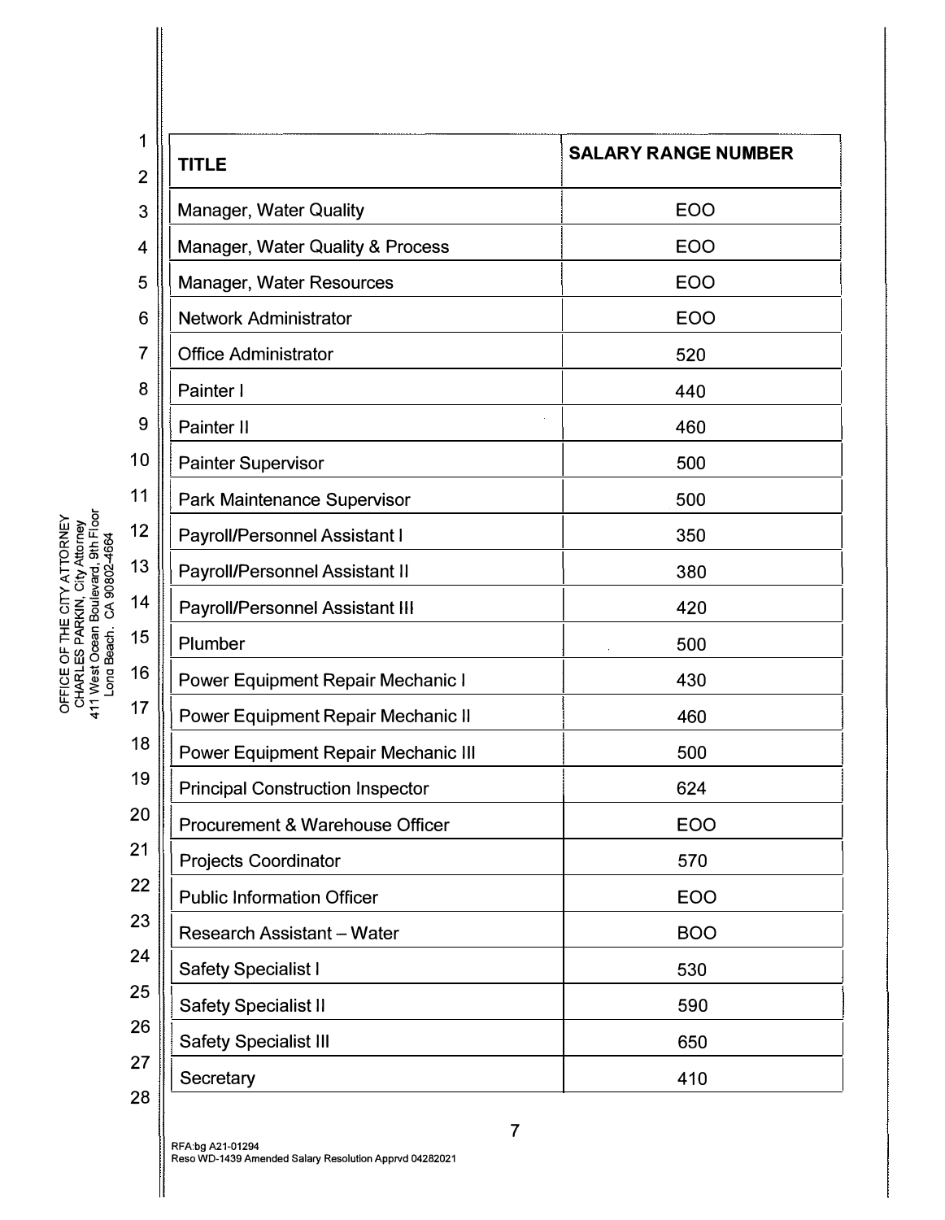| TITLE | SALARY RANGE NUMBER |
| --- | --- |
| Manager, Water Quality | EOO |
| Manager, Water Quality & Process | EOO |
| Manager, Water Resources | EOO |
| Network Administrator | EOO |
| Office Administrator | 520 |
| Painter I | 440 |
| Painter II | 460 |
| Painter Supervisor | 500 |
| Park Maintenance Supervisor | 500 |
| Payroll/Personnel Assistant I | 350 |
| Payroll/Personnel Assistant II | 380 |
| Payroll/Personnel Assistant III | 420 |
| Plumber | 500 |
| Power Equipment Repair Mechanic I | 430 |
| Power Equipment Repair Mechanic II | 460 |
| Power Equipment Repair Mechanic III | 500 |
| Principal Construction Inspector | 624 |
| Procurement & Warehouse Officer | EOO |
| Projects Coordinator | 570 |
| Public Information Officer | EOO |
| Research Assistant – Water | BOO |
| Safety Specialist I | 530 |
| Safety Specialist II | 590 |
| Safety Specialist III | 650 |
| Secretary | 410 |

RFA:bg A21-01294
Reso WD-1439 Amended Salary Resolution Apprvd 04282021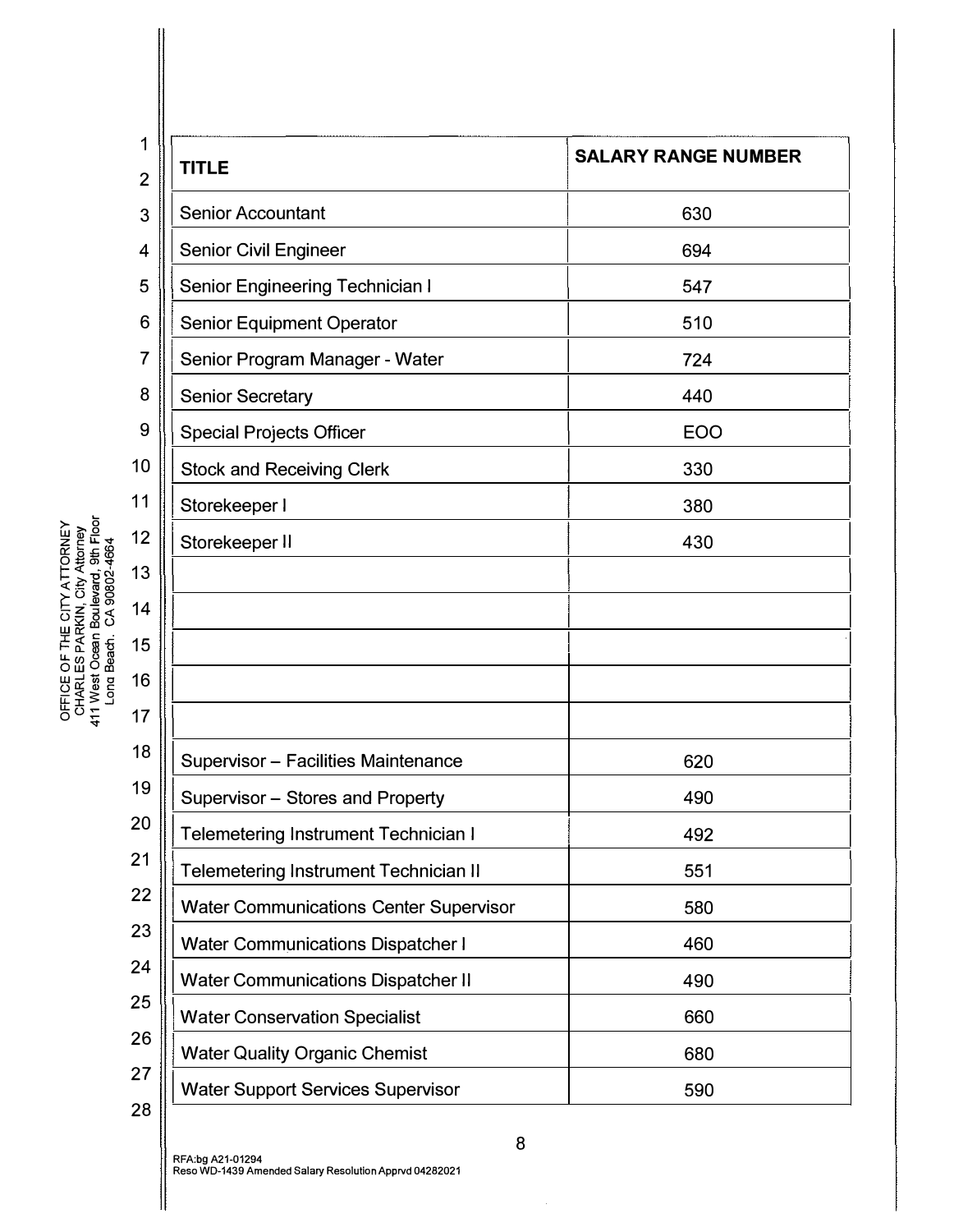| TITLE | SALARY RANGE NUMBER |
|---|---|
| Senior Accountant | 630 |
| Senior Civil Engineer | 694 |
| Senior Engineering Technician I | 547 |
| Senior Equipment Operator | 510 |
| Senior Program Manager - Water | 724 |
| Senior Secretary | 440 |
| Special Projects Officer | EOO |
| Stock and Receiving Clerk | 330 |
| Storekeeper I | 380 |
| Storekeeper II | 430 |
| | |
| | |
| | |
| | |
| | |
| Supervisor – Facilities Maintenance | 620 |
| Supervisor – Stores and Property | 490 |
| Telemetering Instrument Technician I | 492 |
| Telemetering Instrument Technician II | 551 |
| Water Communications Center Supervisor | 580 |
| Water Communications Dispatcher I | 460 |
| Water Communications Dispatcher II | 490 |
| Water Conservation Specialist | 660 |
| Water Quality Organic Chemist | 680 |
| Water Support Services Supervisor | 590 |

RFA:bg A21-01294
Reso WD-1439 Amended Salary Resolution Apprvd 04282021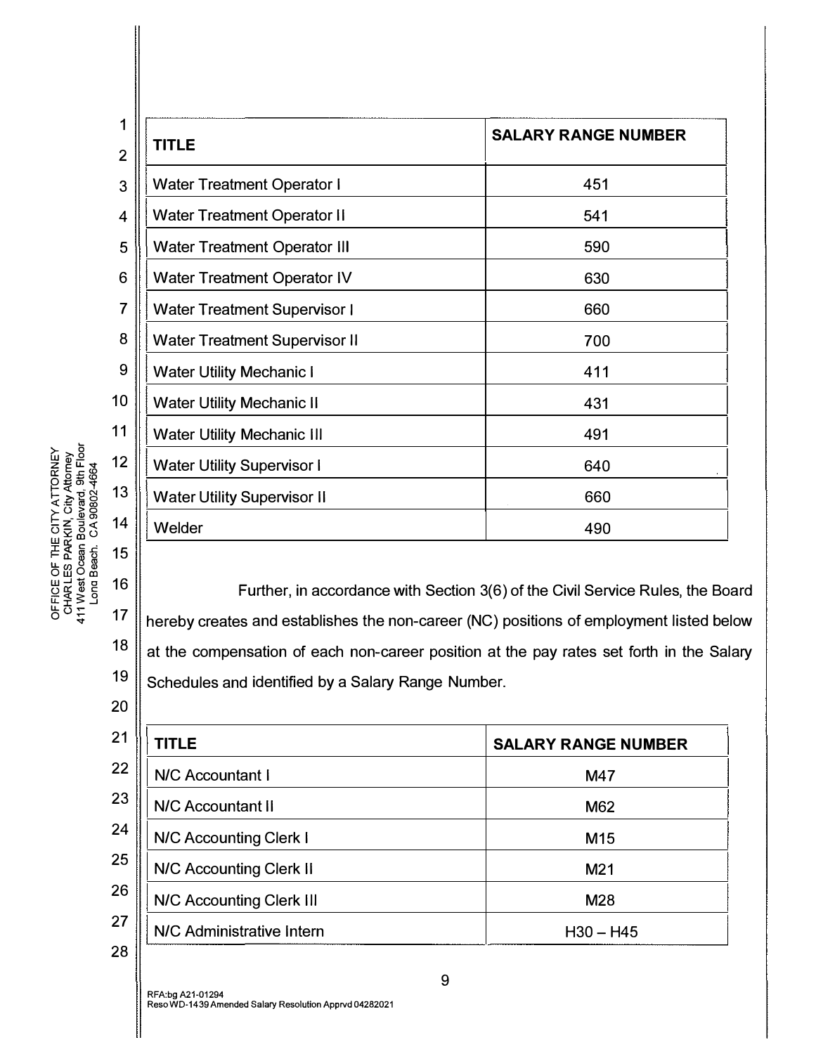| TITLE | SALARY RANGE NUMBER |
|---|---|
| Water Treatment Operator I | 451 |
| Water Treatment Operator II | 541 |
| Water Treatment Operator III | 590 |
| Water Treatment Operator IV | 630 |
| Water Treatment Supervisor I | 660 |
| Water Treatment Supervisor II | 700 |
| Water Utility Mechanic I | 411 |
| Water Utility Mechanic II | 431 |
| Water Utility Mechanic III | 491 |
| Water Utility Supervisor I | 640 |
| Water Utility Supervisor II | 660 |
| Welder | 490 |

Further, in accordance with Section 3(6) of the Civil Service Rules, the Board hereby creates and establishes the non-career (NC) positions of employment listed below at the compensation of each non-career position at the pay rates set forth in the Salary Schedules and identified by a Salary Range Number.

| TITLE | SALARY RANGE NUMBER |
|---|---|
| N/C Accountant I | M47 |
| N/C Accountant II | M62 |
| N/C Accounting Clerk I | M15 |
| N/C Accounting Clerk II | M21 |
| N/C Accounting Clerk III | M28 |
| N/C Administrative Intern | H30 – H45 |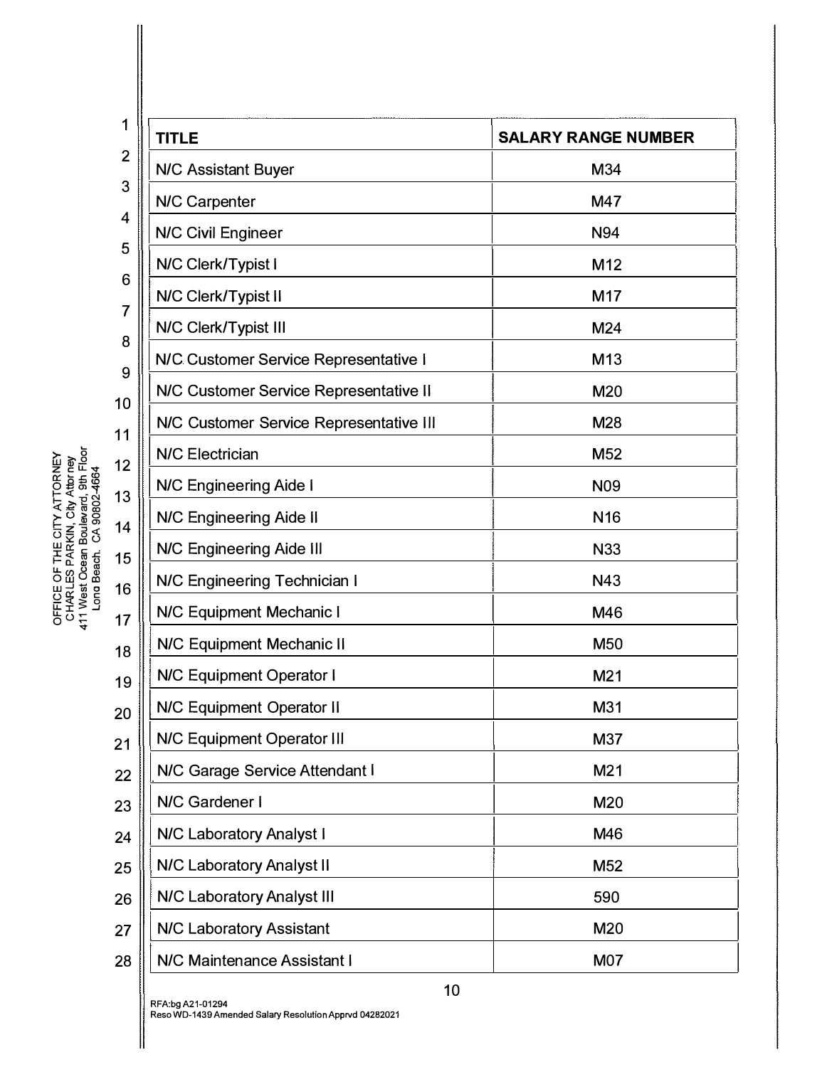| TITLE | SALARY RANGE NUMBER |
|---|---|
| N/C Assistant Buyer | M34 |
| N/C Carpenter | M47 |
| N/C Civil Engineer | N94 |
| N/C Clerk/Typist I | M12 |
| N/C Clerk/Typist II | M17 |
| N/C Clerk/Typist III | M24 |
| N/C Customer Service Representative I | M13 |
| N/C Customer Service Representative II | M20 |
| N/C Customer Service Representative III | M28 |
| N/C Electrician | M52 |
| N/C Engineering Aide I | N09 |
| N/C Engineering Aide II | N16 |
| N/C Engineering Aide III | N33 |
| N/C Engineering Technician I | N43 |
| N/C Equipment Mechanic I | M46 |
| N/C Equipment Mechanic II | M50 |
| N/C Equipment Operator I | M21 |
| N/C Equipment Operator II | M31 |
| N/C Equipment Operator III | M37 |
| N/C Garage Service Attendant I | M21 |
| N/C Gardener I | M20 |
| N/C Laboratory Analyst I | M46 |
| N/C Laboratory Analyst II | M52 |
| N/C Laboratory Analyst III | 590 |
| N/C Laboratory Assistant | M20 |
| N/C Maintenance Assistant I | M07 |

RFA:bg A21-01294
Reso WD-1439 Amended Salary Resolution Apprvd 04282021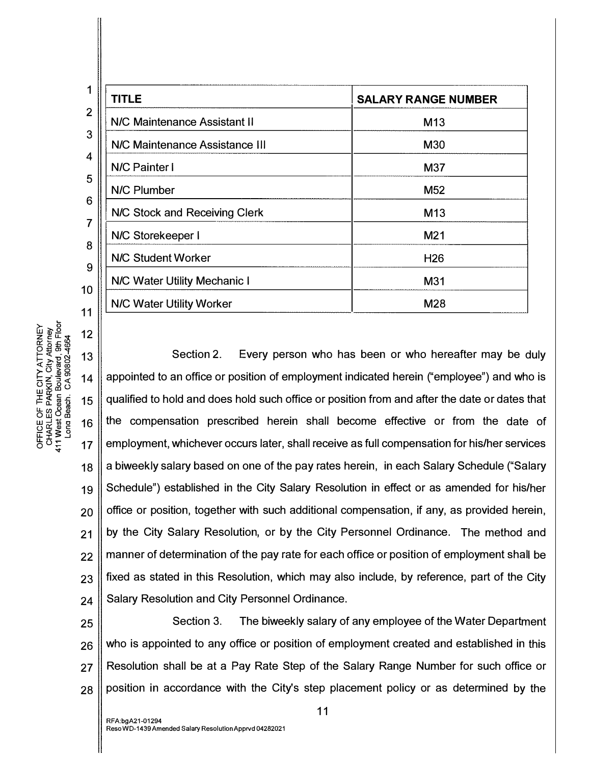| TITLE | SALARY RANGE NUMBER |
|---|---|
| N/C Maintenance Assistant II | M13 |
| N/C Maintenance Assistance III | M30 |
| N/C Painter I | M37 |
| N/C Plumber | M52 |
| N/C Stock and Receiving Clerk | M13 |
| N/C Storekeeper I | M21 |
| N/C Student Worker | H26 |
| N/C Water Utility Mechanic I | M31 |
| N/C Water Utility Worker | M28 |

Section 2. Every person who has been or who hereafter may be duly appointed to an office or position of employment indicated herein ("employee") and who is qualified to hold and does hold such office or position from and after the date or dates that the compensation prescribed herein shall become effective or from the date of employment, whichever occurs later, shall receive as full compensation for his/her services a biweekly salary based on one of the pay rates herein, in each Salary Schedule ("Salary Schedule") established in the City Salary Resolution in effect or as amended for his/her office or position, together with such additional compensation, if any, as provided herein, by the City Salary Resolution, or by the City Personnel Ordinance. The method and manner of determination of the pay rate for each office or position of employment shall be fixed as stated in this Resolution, which may also include, by reference, part of the City Salary Resolution and City Personnel Ordinance.

Section 3. The biweekly salary of any employee of the Water Department who is appointed to any office or position of employment created and established in this Resolution shall be at a Pay Rate Step of the Salary Range Number for such office or position in accordance with the City's step placement policy or as determined by the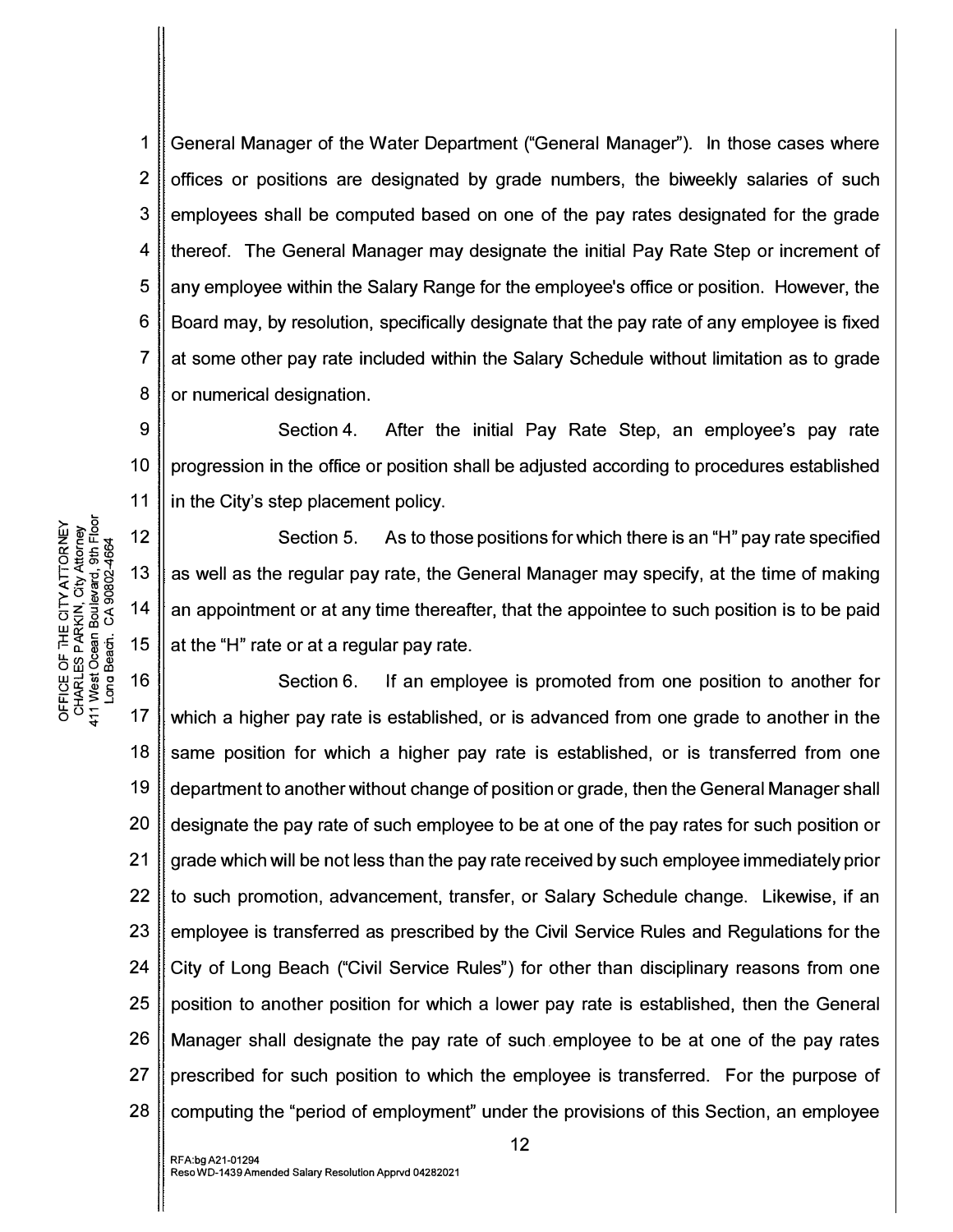General Manager of the Water Department ("General Manager"). In those cases where offices or positions are designated by grade numbers, the biweekly salaries of such employees shall be computed based on one of the pay rates designated for the grade thereof. The General Manager may designate the initial Pay Rate Step or increment of any employee within the Salary Range for the employee's office or position. However, the Board may, by resolution, specifically designate that the pay rate of any employee is fixed at some other pay rate included within the Salary Schedule without limitation as to grade or numerical designation.

Section 4. After the initial Pay Rate Step, an employee's pay rate progression in the office or position shall be adjusted according to procedures established in the City's step placement policy.

Section 5. As to those positions for which there is an "H" pay rate specified as well as the regular pay rate, the General Manager may specify, at the time of making an appointment or at any time thereafter, that the appointee to such position is to be paid at the "H" rate or at a regular pay rate.

Section 6. If an employee is promoted from one position to another for which a higher pay rate is established, or is advanced from one grade to another in the same position for which a higher pay rate is established, or is transferred from one department to another without change of position or grade, then the General Manager shall designate the pay rate of such employee to be at one of the pay rates for such position or grade which will be not less than the pay rate received by such employee immediately prior to such promotion, advancement, transfer, or Salary Schedule change. Likewise, if an employee is transferred as prescribed by the Civil Service Rules and Regulations for the City of Long Beach ("Civil Service Rules") for other than disciplinary reasons from one position to another position for which a lower pay rate is established, then the General Manager shall designate the pay rate of such employee to be at one of the pay rates prescribed for such position to which the employee is transferred. For the purpose of computing the "period of employment" under the provisions of this Section, an employee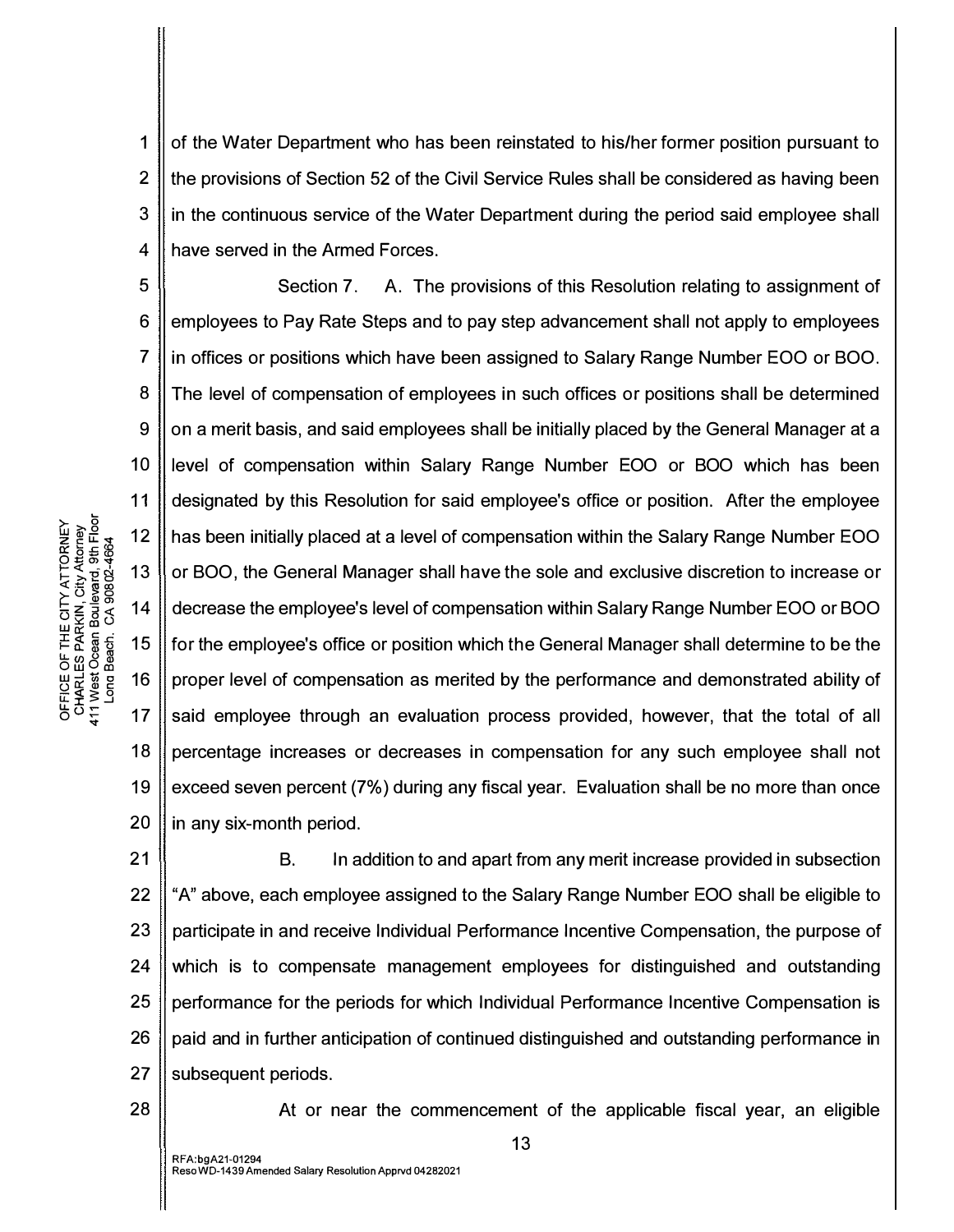of the Water Department who has been reinstated to his/her former position pursuant to the provisions of Section 52 of the Civil Service Rules shall be considered as having been in the continuous service of the Water Department during the period said employee shall have served in the Armed Forces.

Section 7. A. The provisions of this Resolution relating to assignment of employees to Pay Rate Steps and to pay step advancement shall not apply to employees in offices or positions which have been assigned to Salary Range Number EOO or BOO. The level of compensation of employees in such offices or positions shall be determined on a merit basis, and said employees shall be initially placed by the General Manager at a level of compensation within Salary Range Number EOO or BOO which has been designated by this Resolution for said employee's office or position. After the employee has been initially placed at a level of compensation within the Salary Range Number EOO or BOO, the General Manager shall have the sole and exclusive discretion to increase or decrease the employee's level of compensation within Salary Range Number EOO or BOO for the employee's office or position which the General Manager shall determine to be the proper level of compensation as merited by the performance and demonstrated ability of said employee through an evaluation process provided, however, that the total of all percentage increases or decreases in compensation for any such employee shall not exceed seven percent (7%) during any fiscal year. Evaluation shall be no more than once in any six-month period.

B. In addition to and apart from any merit increase provided in subsection "A" above, each employee assigned to the Salary Range Number EOO shall be eligible to participate in and receive Individual Performance Incentive Compensation, the purpose of which is to compensate management employees for distinguished and outstanding performance for the periods for which Individual Performance Incentive Compensation is paid and in further anticipation of continued distinguished and outstanding performance in subsequent periods.

At or near the commencement of the applicable fiscal year, an eligible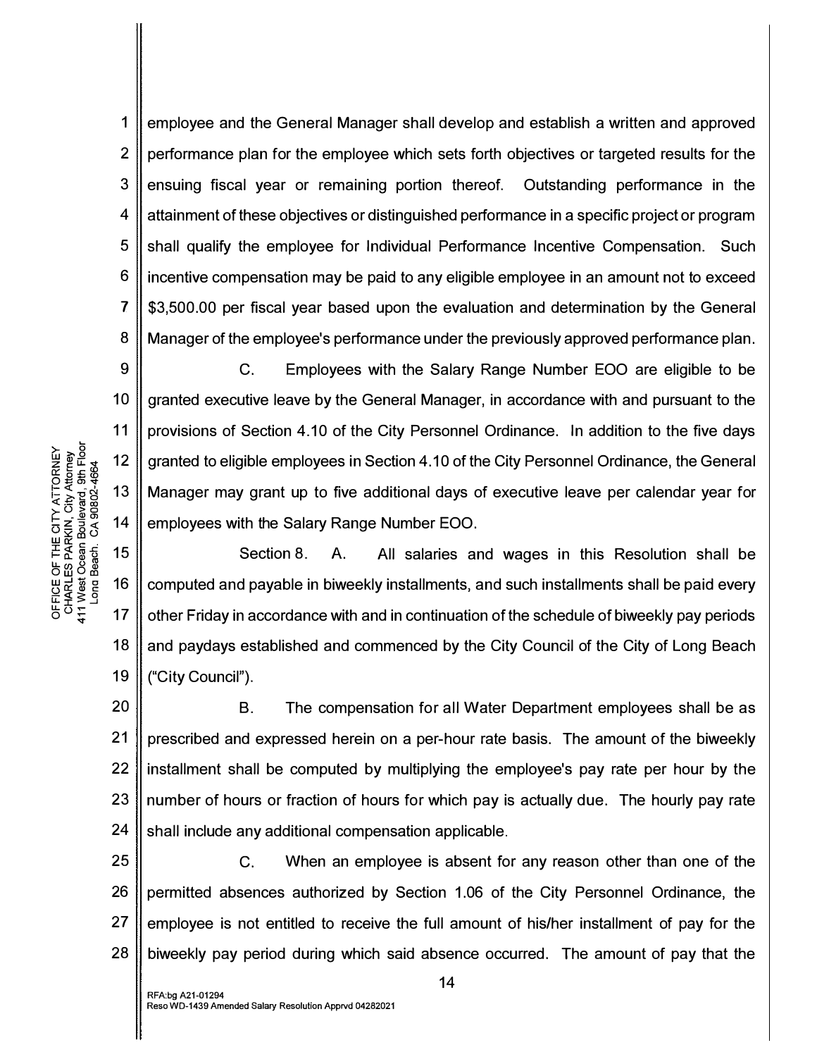employee and the General Manager shall develop and establish a written and approved performance plan for the employee which sets forth objectives or targeted results for the ensuing fiscal year or remaining portion thereof. Outstanding performance in the attainment of these objectives or distinguished performance in a specific project or program shall qualify the employee for Individual Performance Incentive Compensation. Such incentive compensation may be paid to any eligible employee in an amount not to exceed $3,500.00 per fiscal year based upon the evaluation and determination by the General Manager of the employee's performance under the previously approved performance plan.

C. Employees with the Salary Range Number EOO are eligible to be granted executive leave by the General Manager, in accordance with and pursuant to the provisions of Section 4.10 of the City Personnel Ordinance. In addition to the five days granted to eligible employees in Section 4.10 of the City Personnel Ordinance, the General Manager may grant up to five additional days of executive leave per calendar year for employees with the Salary Range Number EOO.

Section 8. A. All salaries and wages in this Resolution shall be computed and payable in biweekly installments, and such installments shall be paid every other Friday in accordance with and in continuation of the schedule of biweekly pay periods and paydays established and commenced by the City Council of the City of Long Beach ("City Council").

B. The compensation for all Water Department employees shall be as prescribed and expressed herein on a per-hour rate basis. The amount of the biweekly installment shall be computed by multiplying the employee's pay rate per hour by the number of hours or fraction of hours for which pay is actually due. The hourly pay rate shall include any additional compensation applicable.

C. When an employee is absent for any reason other than one of the permitted absences authorized by Section 1.06 of the City Personnel Ordinance, the employee is not entitled to receive the full amount of his/her installment of pay for the biweekly pay period during which said absence occurred. The amount of pay that the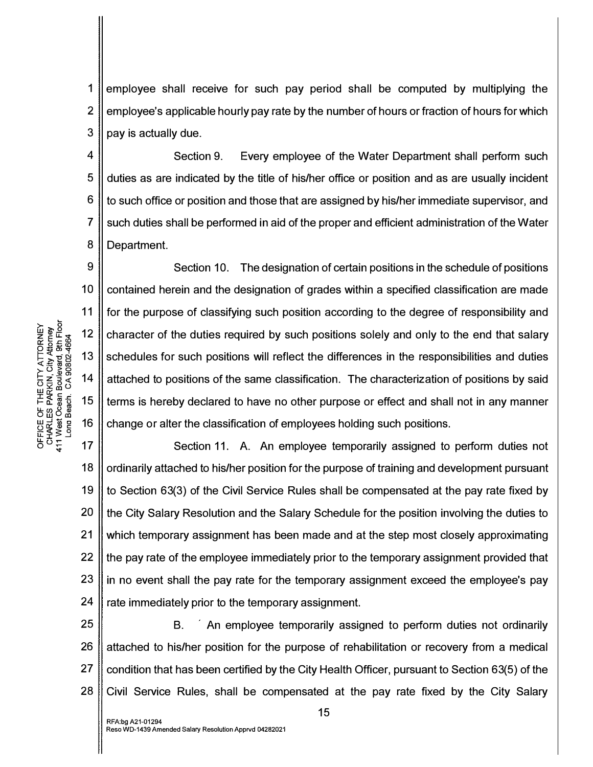employee shall receive for such pay period shall be computed by multiplying the employee's applicable hourly pay rate by the number of hours or fraction of hours for which pay is actually due.

Section 9. Every employee of the Water Department shall perform such duties as are indicated by the title of his/her office or position and as are usually incident to such office or position and those that are assigned by his/her immediate supervisor, and such duties shall be performed in aid of the proper and efficient administration of the Water Department.

Section 10. The designation of certain positions in the schedule of positions contained herein and the designation of grades within a specified classification are made for the purpose of classifying such position according to the degree of responsibility and character of the duties required by such positions solely and only to the end that salary schedules for such positions will reflect the differences in the responsibilities and duties attached to positions of the same classification. The characterization of positions by said terms is hereby declared to have no other purpose or effect and shall not in any manner change or alter the classification of employees holding such positions.

Section 11. A. An employee temporarily assigned to perform duties not ordinarily attached to his/her position for the purpose of training and development pursuant to Section 63(3) of the Civil Service Rules shall be compensated at the pay rate fixed by the City Salary Resolution and the Salary Schedule for the position involving the duties to which temporary assignment has been made and at the step most closely approximating the pay rate of the employee immediately prior to the temporary assignment provided that in no event shall the pay rate for the temporary assignment exceed the employee's pay rate immediately prior to the temporary assignment.

B. An employee temporarily assigned to perform duties not ordinarily attached to his/her position for the purpose of rehabilitation or recovery from a medical condition that has been certified by the City Health Officer, pursuant to Section 63(5) of the Civil Service Rules, shall be compensated at the pay rate fixed by the City Salary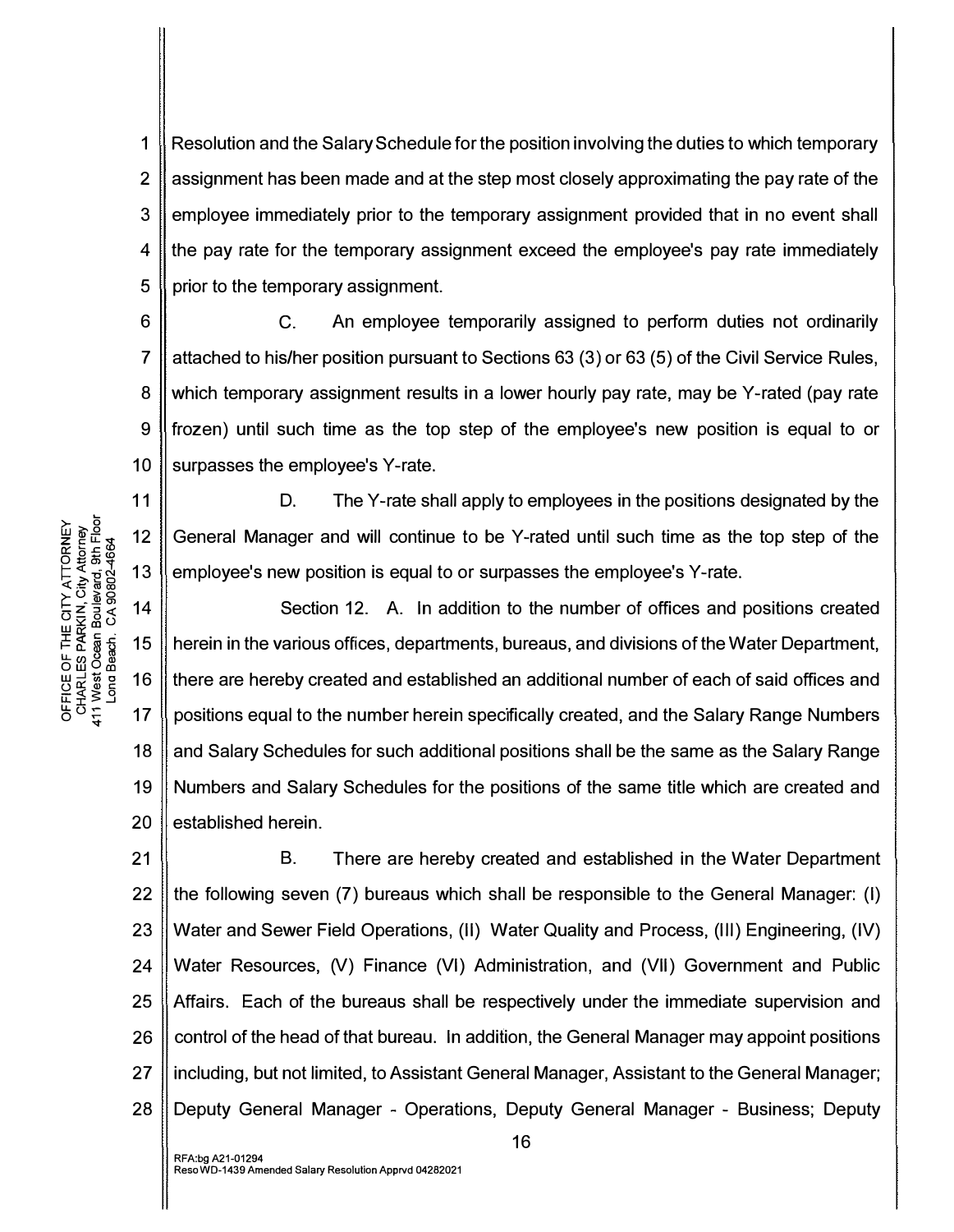Resolution and the Salary Schedule for the position involving the duties to which temporary assignment has been made and at the step most closely approximating the pay rate of the employee immediately prior to the temporary assignment provided that in no event shall the pay rate for the temporary assignment exceed the employee's pay rate immediately prior to the temporary assignment.

C. An employee temporarily assigned to perform duties not ordinarily attached to his/her position pursuant to Sections 63 (3) or 63 (5) of the Civil Service Rules, which temporary assignment results in a lower hourly pay rate, may be Y-rated (pay rate frozen) until such time as the top step of the employee's new position is equal to or surpasses the employee's Y-rate.

D. The Y-rate shall apply to employees in the positions designated by the General Manager and will continue to be Y-rated until such time as the top step of the employee's new position is equal to or surpasses the employee's Y-rate.

Section 12. A. In addition to the number of offices and positions created herein in the various offices, departments, bureaus, and divisions of the Water Department, there are hereby created and established an additional number of each of said offices and positions equal to the number herein specifically created, and the Salary Range Numbers and Salary Schedules for such additional positions shall be the same as the Salary Range Numbers and Salary Schedules for the positions of the same title which are created and established herein.

B. There are hereby created and established in the Water Department the following seven (7) bureaus which shall be responsible to the General Manager: (I) Water and Sewer Field Operations, (II) Water Quality and Process, (III) Engineering, (IV) Water Resources, (V) Finance (VI) Administration, and (VII) Government and Public Affairs. Each of the bureaus shall be respectively under the immediate supervision and control of the head of that bureau. In addition, the General Manager may appoint positions including, but not limited, to Assistant General Manager, Assistant to the General Manager; Deputy General Manager - Operations, Deputy General Manager - Business; Deputy

RFA:bg A21-01294
Reso WD-1439 Amended Salary Resolution Apprvd 04282021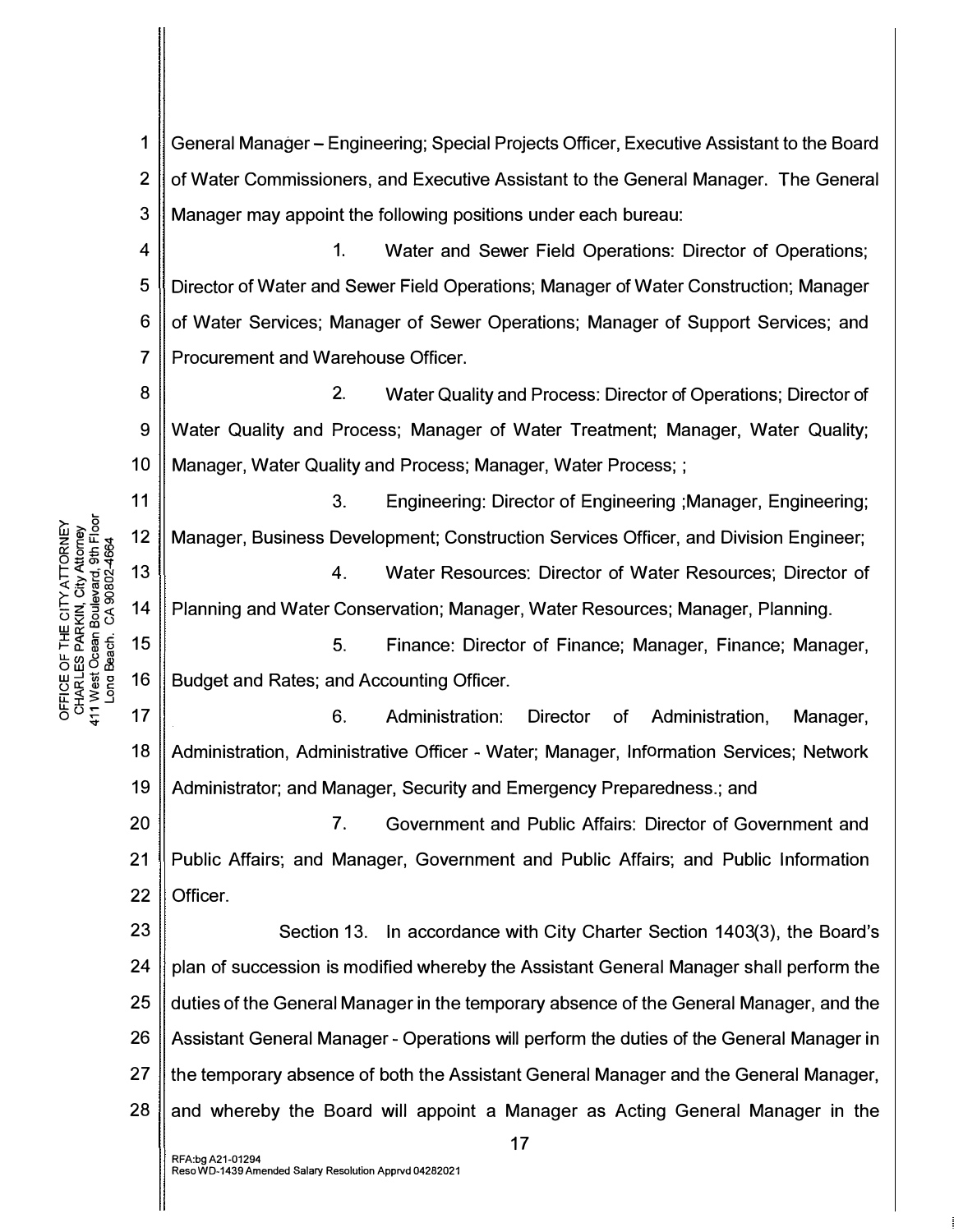General Manager – Engineering; Special Projects Officer, Executive Assistant to the Board of Water Commissioners, and Executive Assistant to the General Manager. The General Manager may appoint the following positions under each bureau:

1. Water and Sewer Field Operations: Director of Operations; Director of Water and Sewer Field Operations; Manager of Water Construction; Manager of Water Services; Manager of Sewer Operations; Manager of Support Services; and Procurement and Warehouse Officer.

2. Water Quality and Process: Director of Operations; Director of Water Quality and Process; Manager of Water Treatment; Manager, Water Quality; Manager, Water Quality and Process; Manager, Water Process; ;

3. Engineering: Director of Engineering ;Manager, Engineering; Manager, Business Development; Construction Services Officer, and Division Engineer;

4. Water Resources: Director of Water Resources; Director of Planning and Water Conservation; Manager, Water Resources; Manager, Planning.

5. Finance: Director of Finance; Manager, Finance; Manager, Budget and Rates; and Accounting Officer.

6. Administration: Director of Administration, Manager, Administration, Administrative Officer - Water; Manager, Information Services; Network Administrator; and Manager, Security and Emergency Preparedness.; and

7. Government and Public Affairs: Director of Government and Public Affairs; and Manager, Government and Public Affairs; and Public Information Officer.

Section 13. In accordance with City Charter Section 1403(3), the Board's plan of succession is modified whereby the Assistant General Manager shall perform the duties of the General Manager in the temporary absence of the General Manager, and the Assistant General Manager - Operations will perform the duties of the General Manager in the temporary absence of both the Assistant General Manager and the General Manager, and whereby the Board will appoint a Manager as Acting General Manager in the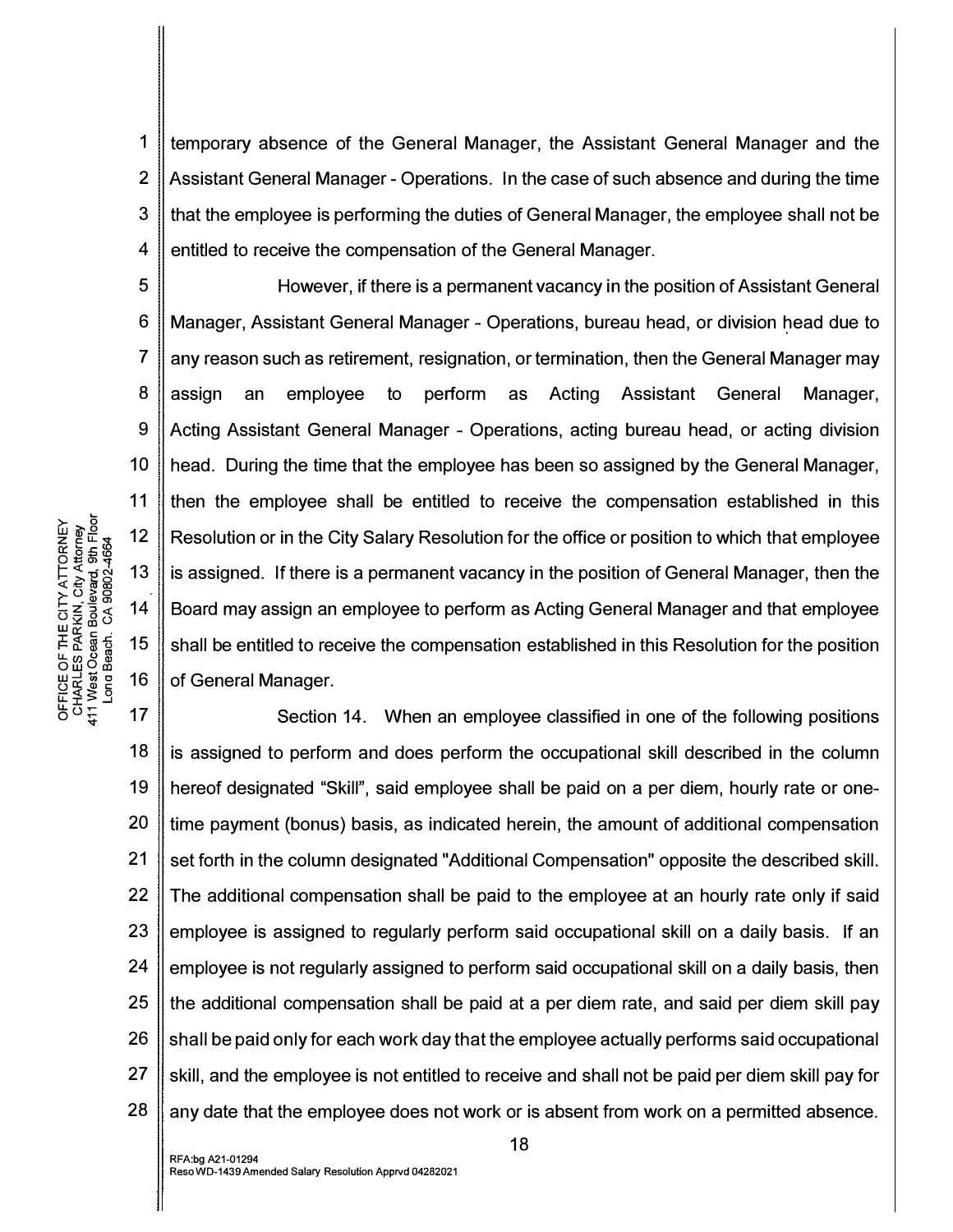temporary absence of the General Manager, the Assistant General Manager and the Assistant General Manager - Operations. In the case of such absence and during the time that the employee is performing the duties of General Manager, the employee shall not be entitled to receive the compensation of the General Manager.

However, if there is a permanent vacancy in the position of Assistant General Manager, Assistant General Manager - Operations, bureau head, or division head due to any reason such as retirement, resignation, or termination, then the General Manager may assign an employee to perform as Acting Assistant General Manager, Acting Assistant General Manager - Operations, acting bureau head, or acting division head. During the time that the employee has been so assigned by the General Manager, then the employee shall be entitled to receive the compensation established in this Resolution or in the City Salary Resolution for the office or position to which that employee is assigned. If there is a permanent vacancy in the position of General Manager, then the Board may assign an employee to perform as Acting General Manager and that employee shall be entitled to receive the compensation established in this Resolution for the position of General Manager.

Section 14. When an employee classified in one of the following positions is assigned to perform and does perform the occupational skill described in the column hereof designated "Skill", said employee shall be paid on a per diem, hourly rate or one-time payment (bonus) basis, as indicated herein, the amount of additional compensation set forth in the column designated "Additional Compensation" opposite the described skill. The additional compensation shall be paid to the employee at an hourly rate only if said employee is assigned to regularly perform said occupational skill on a daily basis. If an employee is not regularly assigned to perform said occupational skill on a daily basis, then the additional compensation shall be paid at a per diem rate, and said per diem skill pay shall be paid only for each work day that the employee actually performs said occupational skill, and the employee is not entitled to receive and shall not be paid per diem skill pay for any date that the employee does not work or is absent from work on a permitted absence.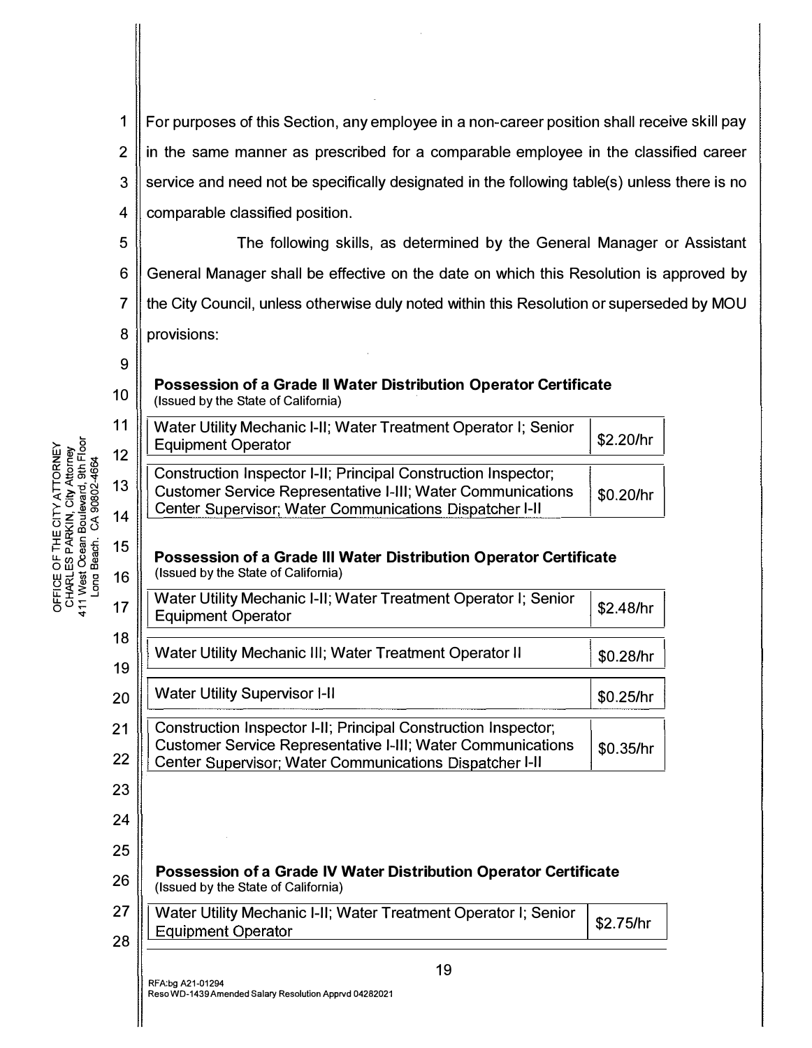For purposes of this Section, any employee in a non-career position shall receive skill pay in the same manner as prescribed for a comparable employee in the classified career service and need not be specifically designated in the following table(s) unless there is no comparable classified position.

The following skills, as determined by the General Manager or Assistant General Manager shall be effective on the date on which this Resolution is approved by the City Council, unless otherwise duly noted within this Resolution or superseded by MOU provisions:

**Possession of a Grade II Water Distribution Operator Certificate**
(Issued by the State of California)

| Classification | Rate |
|---|---|
| Water Utility Mechanic I-II; Water Treatment Operator I; Senior Equipment Operator | $2.20/hr |
| Construction Inspector I-II; Principal Construction Inspector; Customer Service Representative I-III; Water Communications Center Supervisor; Water Communications Dispatcher I-II | $0.20/hr |

**Possession of a Grade III Water Distribution Operator Certificate**
(Issued by the State of California)

| Classification | Rate |
|---|---|
| Water Utility Mechanic I-II; Water Treatment Operator I; Senior Equipment Operator | $2.48/hr |
| Water Utility Mechanic III; Water Treatment Operator II | $0.28/hr |
| Water Utility Supervisor I-II | $0.25/hr |
| Construction Inspector I-II; Principal Construction Inspector; Customer Service Representative I-III; Water Communications Center Supervisor; Water Communications Dispatcher I-II | $0.35/hr |

**Possession of a Grade IV Water Distribution Operator Certificate**
(Issued by the State of California)

| Classification | Rate |
|---|---|
| Water Utility Mechanic I-II; Water Treatment Operator I; Senior Equipment Operator | $2.75/hr |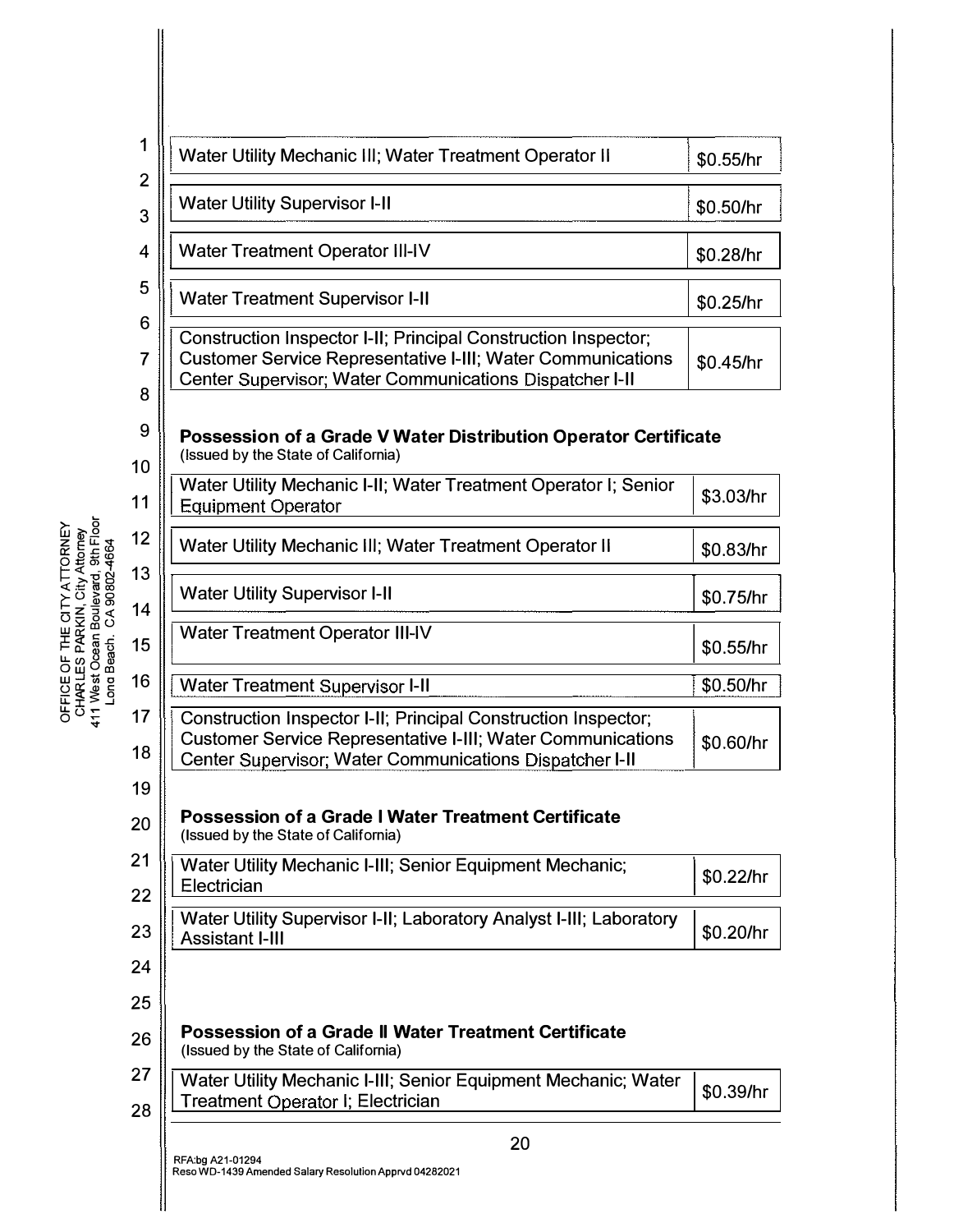| | |
|---|---|
| Water Utility Mechanic III; Water Treatment Operator II | $0.55/hr |
| Water Utility Supervisor I-II | $0.50/hr |
| Water Treatment Operator III-IV | $0.28/hr |
| Water Treatment Supervisor I-II | $0.25/hr |
| Construction Inspector I-II; Principal Construction Inspector; Customer Service Representative I-III; Water Communications Center Supervisor; Water Communications Dispatcher I-II | $0.45/hr |

**Possession of a Grade V Water Distribution Operator Certificate**
(Issued by the State of California)

| | |
|---|---|
| Water Utility Mechanic I-II; Water Treatment Operator I; Senior Equipment Operator | $3.03/hr |
| Water Utility Mechanic III; Water Treatment Operator II | $0.83/hr |
| Water Utility Supervisor I-II | $0.75/hr |
| Water Treatment Operator III-IV | $0.55/hr |
| Water Treatment Supervisor I-II | $0.50/hr |
| Construction Inspector I-II; Principal Construction Inspector; Customer Service Representative I-III; Water Communications Center Supervisor; Water Communications Dispatcher I-II | $0.60/hr |

**Possession of a Grade I Water Treatment Certificate**
(Issued by the State of California)

| | |
|---|---|
| Water Utility Mechanic I-III; Senior Equipment Mechanic; Electrician | $0.22/hr |
| Water Utility Supervisor I-II; Laboratory Analyst I-III; Laboratory Assistant I-III | $0.20/hr |

**Possession of a Grade II Water Treatment Certificate**
(Issued by the State of California)

| | |
|---|---|
| Water Utility Mechanic I-III; Senior Equipment Mechanic; Water Treatment Operator I; Electrician | $0.39/hr |

RFA:bg A21-01294
Reso WD-1439 Amended Salary Resolution Apprvd 04282021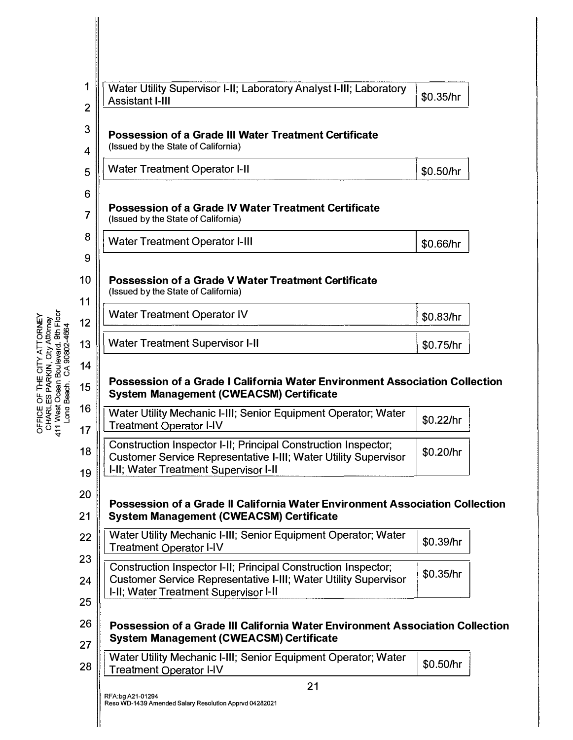| | |
|---|---|
| Water Utility Supervisor I-II; Laboratory Analyst I-III; Laboratory Assistant I-III | $0.35/hr |

**Possession of a Grade III Water Treatment Certificate**
(Issued by the State of California)

| | |
|---|---|
| Water Treatment Operator I-II | $0.50/hr |

**Possession of a Grade IV Water Treatment Certificate**
(Issued by the State of California)

| | |
|---|---|
| Water Treatment Operator I-III | $0.66/hr |

**Possession of a Grade V Water Treatment Certificate**
(Issued by the State of California)

| | |
|---|---|
| Water Treatment Operator IV | $0.83/hr |
| Water Treatment Supervisor I-II | $0.75/hr |

**Possession of a Grade I California Water Environment Association Collection System Management (CWEACSM) Certificate**

| | |
|---|---|
| Water Utility Mechanic I-III; Senior Equipment Operator; Water Treatment Operator I-IV | $0.22/hr |
| Construction Inspector I-II; Principal Construction Inspector; Customer Service Representative I-III; Water Utility Supervisor I-II; Water Treatment Supervisor I-II | $0.20/hr |

**Possession of a Grade II California Water Environment Association Collection System Management (CWEACSM) Certificate**

| | |
|---|---|
| Water Utility Mechanic I-III; Senior Equipment Operator; Water Treatment Operator I-IV | $0.39/hr |
| Construction Inspector I-II; Principal Construction Inspector; Customer Service Representative I-III; Water Utility Supervisor I-II; Water Treatment Supervisor I-II | $0.35/hr |

**Possession of a Grade III California Water Environment Association Collection System Management (CWEACSM) Certificate**

| | |
|---|---|
| Water Utility Mechanic I-III; Senior Equipment Operator; Water Treatment Operator I-IV | $0.50/hr |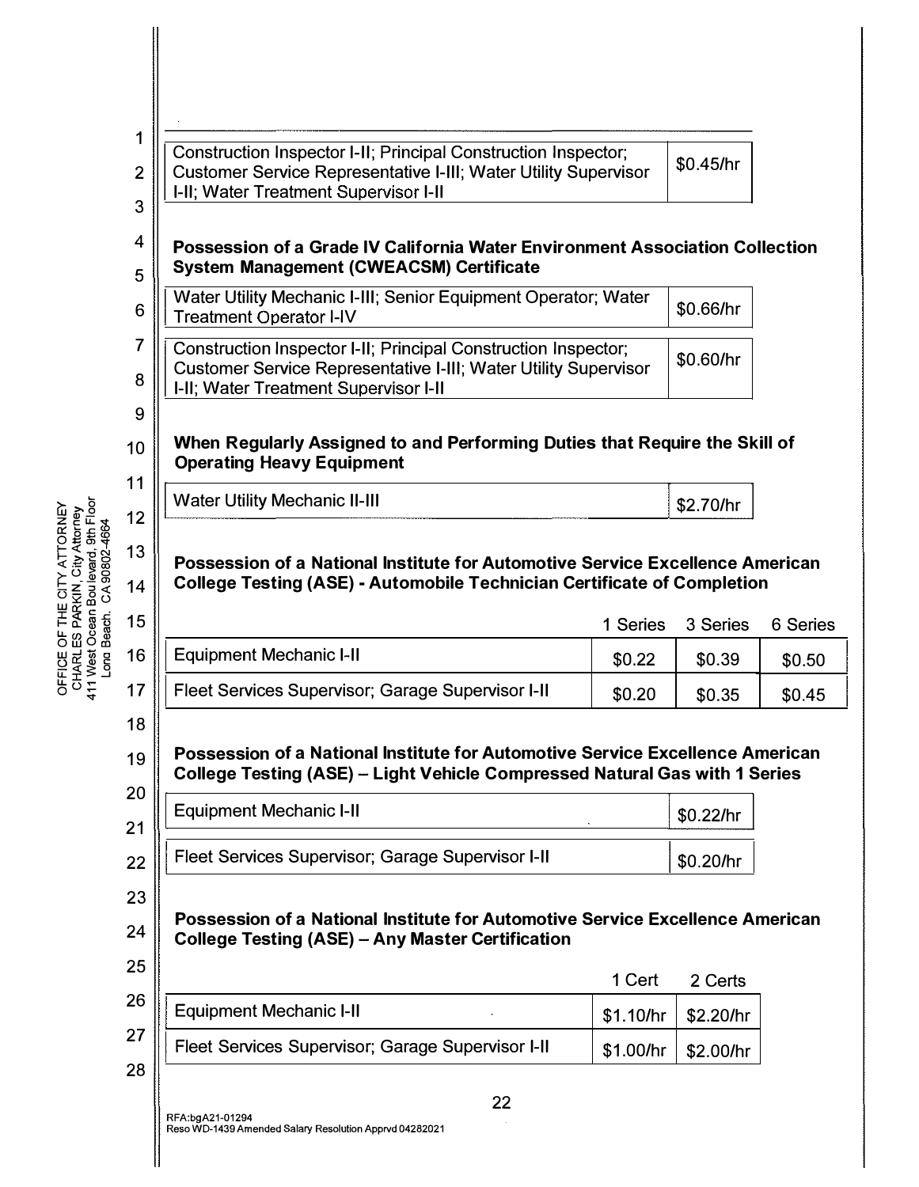| Construction Inspector I-II; Principal Construction Inspector; Customer Service Representative I-III; Water Utility Supervisor I-II; Water Treatment Supervisor I-II | $0.45/hr |
|---|---|

**Possession of a Grade IV California Water Environment Association Collection System Management (CWEACSM) Certificate**

| Water Utility Mechanic I-III; Senior Equipment Operator; Water Treatment Operator I-IV | $0.66/hr |
|---|---|
| Construction Inspector I-II; Principal Construction Inspector; Customer Service Representative I-III; Water Utility Supervisor I-II; Water Treatment Supervisor I-II | $0.60/hr |

**When Regularly Assigned to and Performing Duties that Require the Skill of Operating Heavy Equipment**

| Water Utility Mechanic II-III | $2.70/hr |
|---|---|

**Possession of a National Institute for Automotive Service Excellence American College Testing (ASE) - Automobile Technician Certificate of Completion**

| | 1 Series | 3 Series | 6 Series |
|---|---|---|---|
| Equipment Mechanic I-II | $0.22 | $0.39 | $0.50 |
| Fleet Services Supervisor; Garage Supervisor I-II | $0.20 | $0.35 | $0.45 |

**Possession of a National Institute for Automotive Service Excellence American College Testing (ASE) – Light Vehicle Compressed Natural Gas with 1 Series**

| Equipment Mechanic I-II | $0.22/hr |
|---|---|
| Fleet Services Supervisor; Garage Supervisor I-II | $0.20/hr |

**Possession of a National Institute for Automotive Service Excellence American College Testing (ASE) – Any Master Certification**

| | 1 Cert | 2 Certs |
|---|---|---|
| Equipment Mechanic I-II | $1.10/hr | $2.20/hr |
| Fleet Services Supervisor; Garage Supervisor I-II | $1.00/hr | $2.00/hr |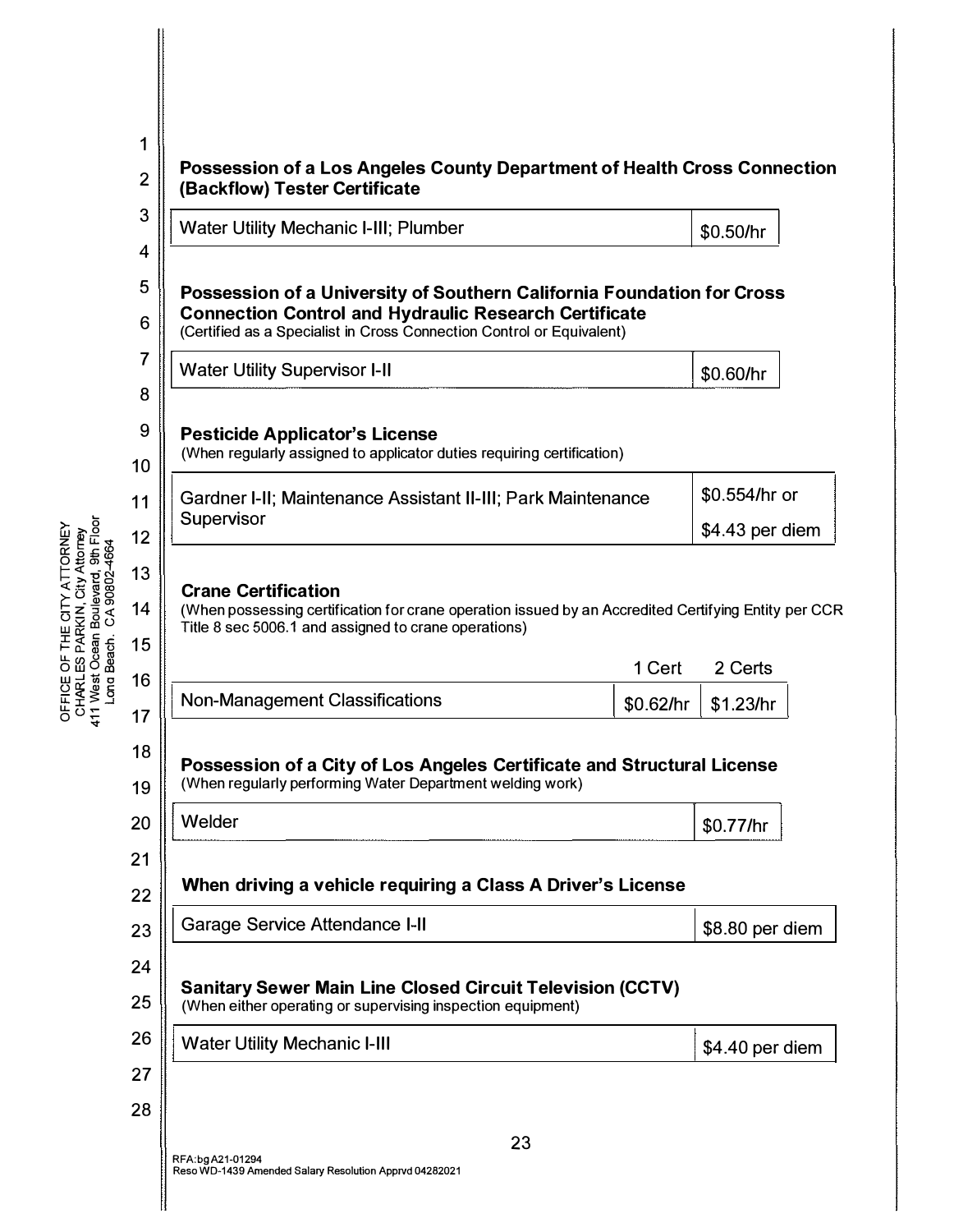**Possession of a Los Angeles County Department of Health Cross Connection (Backflow) Tester Certificate**

| | |
|---|---|
| Water Utility Mechanic I-III; Plumber | $0.50/hr |

**Possession of a University of Southern California Foundation for Cross Connection Control and Hydraulic Research Certificate**
(Certified as a Specialist in Cross Connection Control or Equivalent)

| | |
|---|---|
| Water Utility Supervisor I-II | $0.60/hr |

**Pesticide Applicator's License**
(When regularly assigned to applicator duties requiring certification)

| | |
|---|---|
| Gardner I-II; Maintenance Assistant II-III; Park Maintenance Supervisor | $0.554/hr or $4.43 per diem |

**Crane Certification**
(When possessing certification for crane operation issued by an Accredited Certifying Entity per CCR Title 8 sec 5006.1 and assigned to crane operations)

| | 1 Cert | 2 Certs |
|---|---|---|
| Non-Management Classifications | $0.62/hr | $1.23/hr |

**Possession of a City of Los Angeles Certificate and Structural License**
(When regularly performing Water Department welding work)

| | |
|---|---|
| Welder | $0.77/hr |

**When driving a vehicle requiring a Class A Driver's License**

| | |
|---|---|
| Garage Service Attendance I-II | $8.80 per diem |

**Sanitary Sewer Main Line Closed Circuit Television (CCTV)**
(When either operating or supervising inspection equipment)

| | |
|---|---|
| Water Utility Mechanic I-III | $4.40 per diem |

RFA:bg A21-01294
Reso WD-1439 Amended Salary Resolution Apprvd 04282021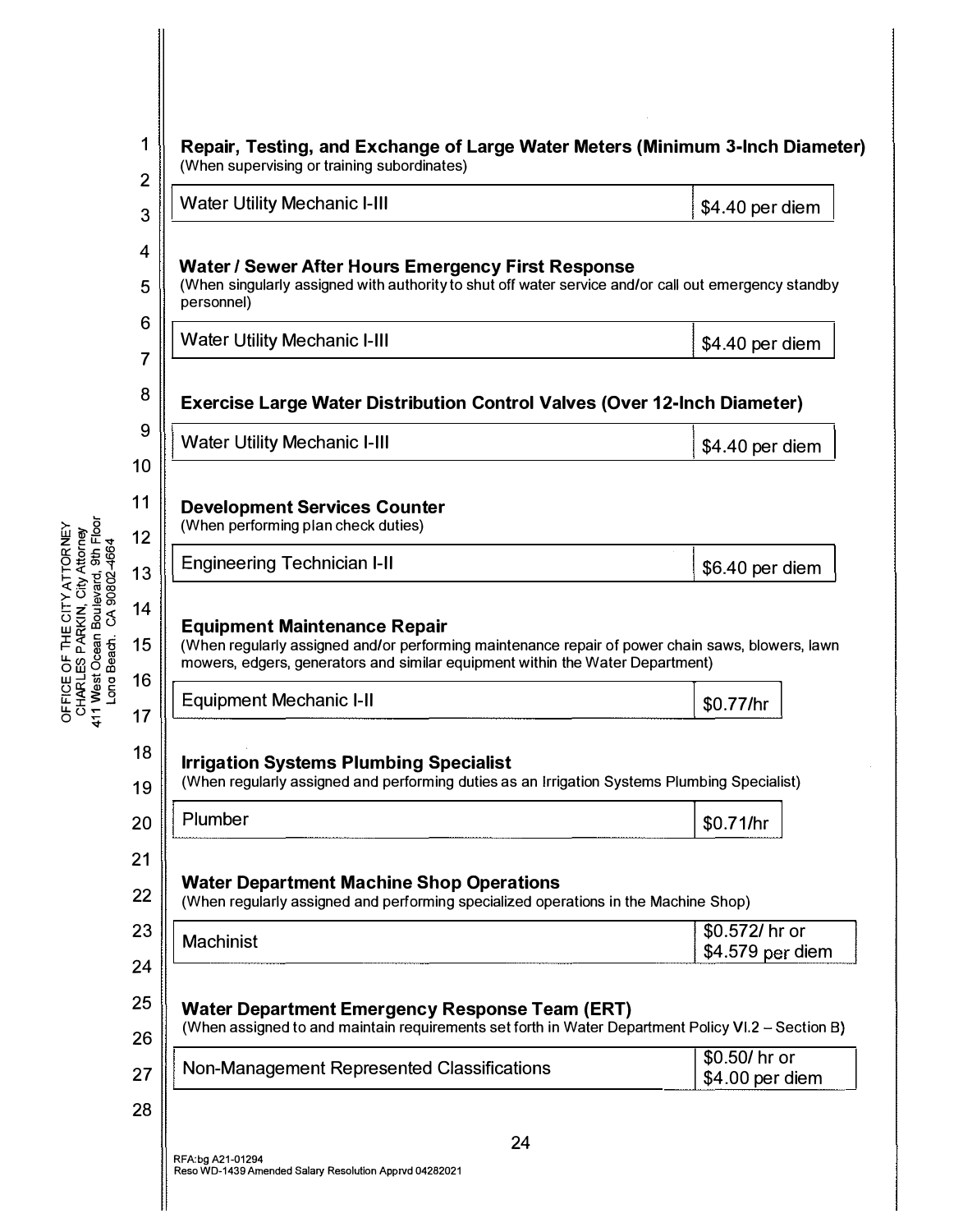**Repair, Testing, and Exchange of Large Water Meters (Minimum 3-Inch Diameter)**
(When supervising or training subordinates)

| Water Utility Mechanic I-III | $4.40 per diem |
|---|---|

**Water / Sewer After Hours Emergency First Response**
(When singularly assigned with authority to shut off water service and/or call out emergency standby personnel)

| Water Utility Mechanic I-III | $4.40 per diem |
|---|---|

**Exercise Large Water Distribution Control Valves (Over 12-Inch Diameter)**

| Water Utility Mechanic I-III | $4.40 per diem |
|---|---|

**Development Services Counter**
(When performing plan check duties)

| Engineering Technician I-II | $6.40 per diem |
|---|---|

**Equipment Maintenance Repair**
(When regularly assigned and/or performing maintenance repair of power chain saws, blowers, lawn mowers, edgers, generators and similar equipment within the Water Department)

| Equipment Mechanic I-II | $0.77/hr |
|---|---|

**Irrigation Systems Plumbing Specialist**
(When regularly assigned and performing duties as an Irrigation Systems Plumbing Specialist)

| Plumber | $0.71/hr |
|---|---|

**Water Department Machine Shop Operations**
(When regularly assigned and performing specialized operations in the Machine Shop)

| Machinist | $0.572/ hr or $4.579 per diem |
|---|---|

**Water Department Emergency Response Team (ERT)**
(When assigned to and maintain requirements set forth in Water Department Policy VI.2 – Section B)

| Non-Management Represented Classifications | $0.50/ hr or $4.00 per diem |
|---|---|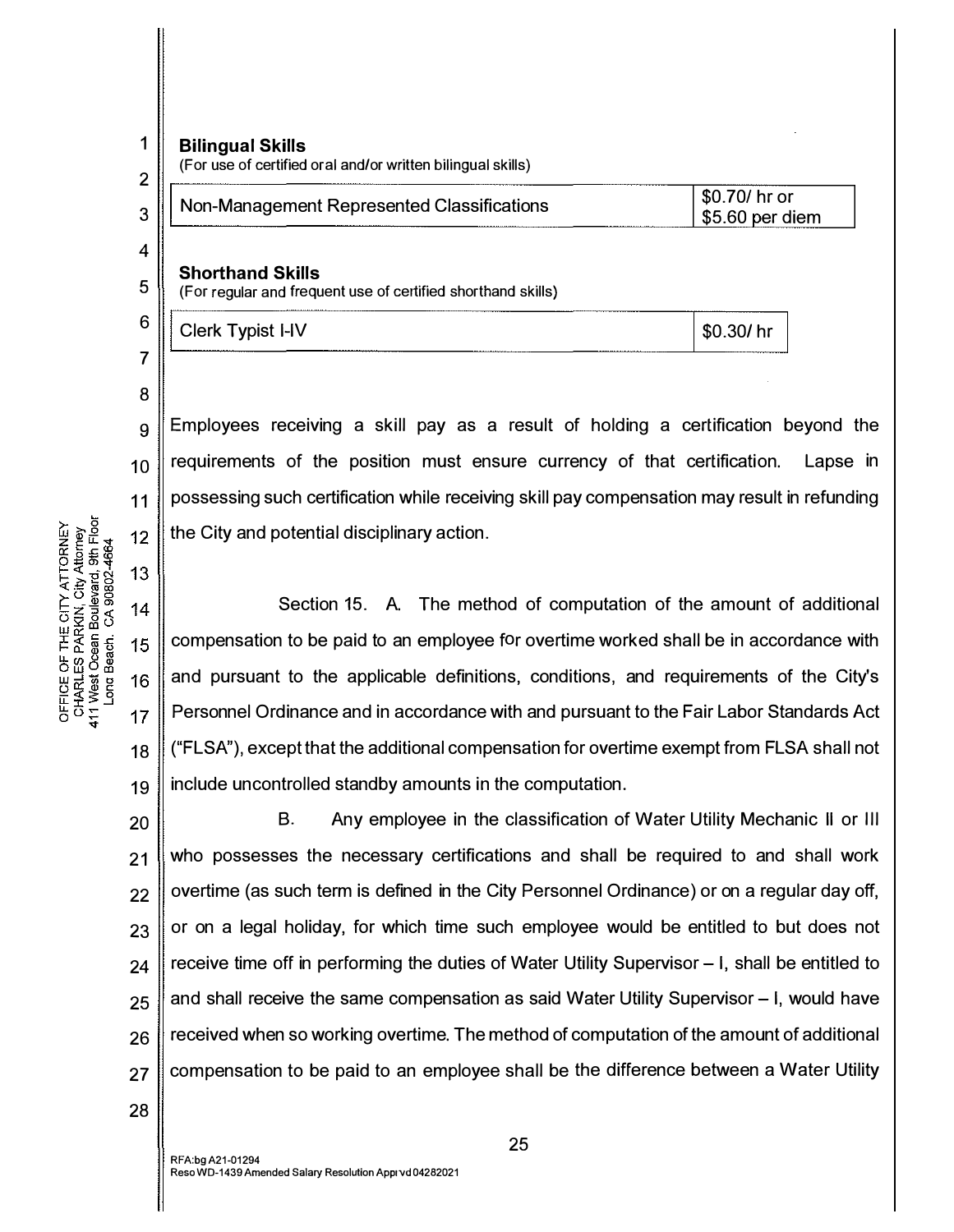**Bilingual Skills**
(For use of certified oral and/or written bilingual skills)

| | |
|---|---|
| Non-Management Represented Classifications | $0.70/ hr or $5.60 per diem |

**Shorthand Skills**
(For regular and frequent use of certified shorthand skills)

| | |
|---|---|
| Clerk Typist I-IV | $0.30/ hr |

Employees receiving a skill pay as a result of holding a certification beyond the requirements of the position must ensure currency of that certification. Lapse in possessing such certification while receiving skill pay compensation may result in refunding the City and potential disciplinary action.

Section 15. A. The method of computation of the amount of additional compensation to be paid to an employee for overtime worked shall be in accordance with and pursuant to the applicable definitions, conditions, and requirements of the City's Personnel Ordinance and in accordance with and pursuant to the Fair Labor Standards Act ("FLSA"), except that the additional compensation for overtime exempt from FLSA shall not include uncontrolled standby amounts in the computation.

B. Any employee in the classification of Water Utility Mechanic II or III who possesses the necessary certifications and shall be required to and shall work overtime (as such term is defined in the City Personnel Ordinance) or on a regular day off, or on a legal holiday, for which time such employee would be entitled to but does not receive time off in performing the duties of Water Utility Supervisor – I, shall be entitled to and shall receive the same compensation as said Water Utility Supervisor – I, would have received when so working overtime. The method of computation of the amount of additional compensation to be paid to an employee shall be the difference between a Water Utility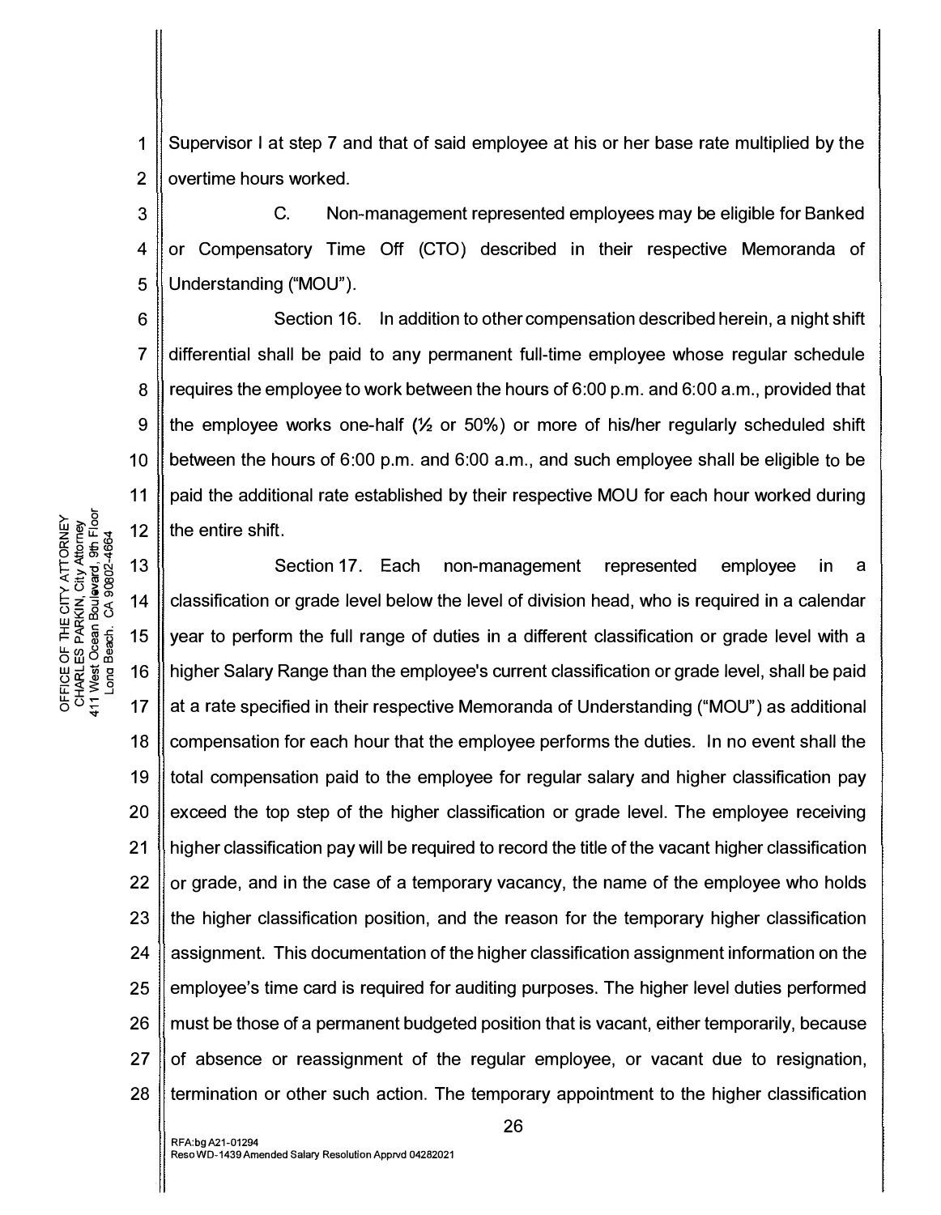Supervisor I at step 7 and that of said employee at his or her base rate multiplied by the overtime hours worked.

C. Non-management represented employees may be eligible for Banked or Compensatory Time Off (CTO) described in their respective Memoranda of Understanding ("MOU").

Section 16. In addition to other compensation described herein, a night shift differential shall be paid to any permanent full-time employee whose regular schedule requires the employee to work between the hours of 6:00 p.m. and 6:00 a.m., provided that the employee works one-half (½ or 50%) or more of his/her regularly scheduled shift between the hours of 6:00 p.m. and 6:00 a.m., and such employee shall be eligible to be paid the additional rate established by their respective MOU for each hour worked during the entire shift.

Section 17. Each non-management represented employee in a classification or grade level below the level of division head, who is required in a calendar year to perform the full range of duties in a different classification or grade level with a higher Salary Range than the employee's current classification or grade level, shall be paid at a rate specified in their respective Memoranda of Understanding ("MOU") as additional compensation for each hour that the employee performs the duties. In no event shall the total compensation paid to the employee for regular salary and higher classification pay exceed the top step of the higher classification or grade level. The employee receiving higher classification pay will be required to record the title of the vacant higher classification or grade, and in the case of a temporary vacancy, the name of the employee who holds the higher classification position, and the reason for the temporary higher classification assignment. This documentation of the higher classification assignment information on the employee's time card is required for auditing purposes. The higher level duties performed must be those of a permanent budgeted position that is vacant, either temporarily, because of absence or reassignment of the regular employee, or vacant due to resignation, termination or other such action. The temporary appointment to the higher classification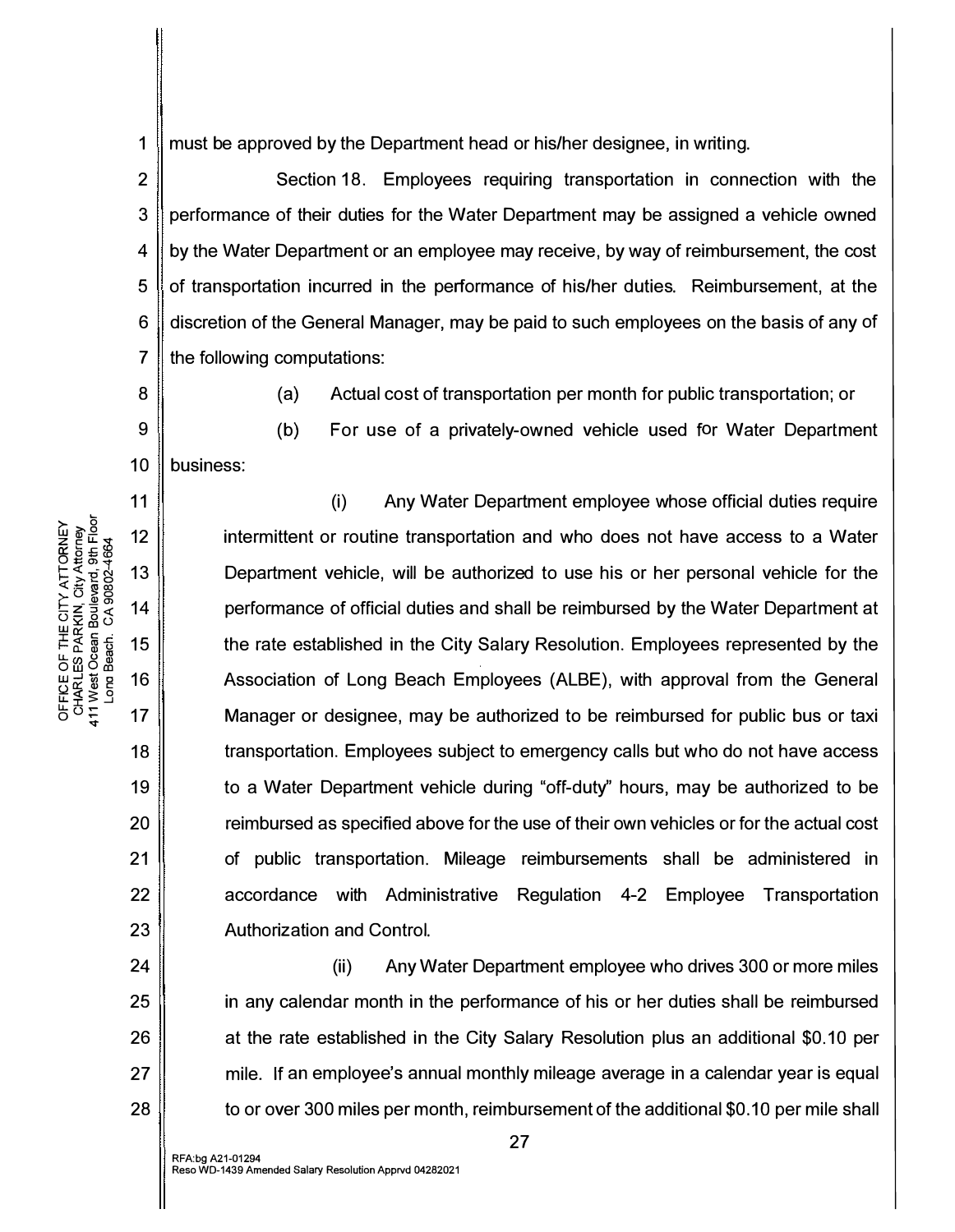must be approved by the Department head or his/her designee, in writing.

Section 18. Employees requiring transportation in connection with the performance of their duties for the Water Department may be assigned a vehicle owned by the Water Department or an employee may receive, by way of reimbursement, the cost of transportation incurred in the performance of his/her duties. Reimbursement, at the discretion of the General Manager, may be paid to such employees on the basis of any of the following computations:

(a) Actual cost of transportation per month for public transportation; or

(b) For use of a privately-owned vehicle used for Water Department business:

(i) Any Water Department employee whose official duties require intermittent or routine transportation and who does not have access to a Water Department vehicle, will be authorized to use his or her personal vehicle for the performance of official duties and shall be reimbursed by the Water Department at the rate established in the City Salary Resolution. Employees represented by the Association of Long Beach Employees (ALBE), with approval from the General Manager or designee, may be authorized to be reimbursed for public bus or taxi transportation. Employees subject to emergency calls but who do not have access to a Water Department vehicle during "off-duty" hours, may be authorized to be reimbursed as specified above for the use of their own vehicles or for the actual cost of public transportation. Mileage reimbursements shall be administered in accordance with Administrative Regulation 4-2 Employee Transportation Authorization and Control.

(ii) Any Water Department employee who drives 300 or more miles in any calendar month in the performance of his or her duties shall be reimbursed at the rate established in the City Salary Resolution plus an additional $0.10 per mile. If an employee's annual monthly mileage average in a calendar year is equal to or over 300 miles per month, reimbursement of the additional $0.10 per mile shall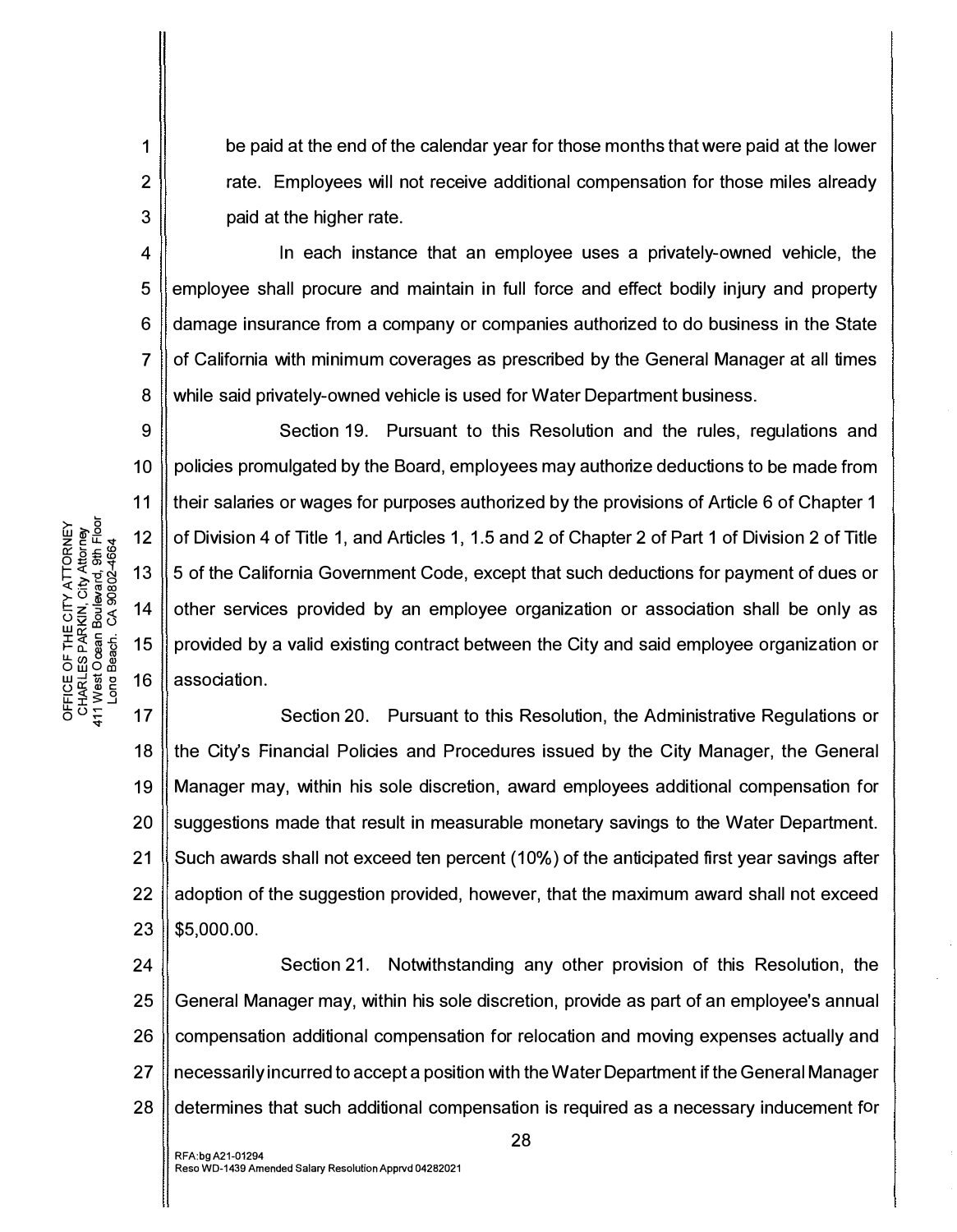be paid at the end of the calendar year for those months that were paid at the lower rate. Employees will not receive additional compensation for those miles already paid at the higher rate.

In each instance that an employee uses a privately-owned vehicle, the employee shall procure and maintain in full force and effect bodily injury and property damage insurance from a company or companies authorized to do business in the State of California with minimum coverages as prescribed by the General Manager at all times while said privately-owned vehicle is used for Water Department business.

Section 19. Pursuant to this Resolution and the rules, regulations and policies promulgated by the Board, employees may authorize deductions to be made from their salaries or wages for purposes authorized by the provisions of Article 6 of Chapter 1 of Division 4 of Title 1, and Articles 1, 1.5 and 2 of Chapter 2 of Part 1 of Division 2 of Title 5 of the California Government Code, except that such deductions for payment of dues or other services provided by an employee organization or association shall be only as provided by a valid existing contract between the City and said employee organization or association.

Section 20. Pursuant to this Resolution, the Administrative Regulations or the City's Financial Policies and Procedures issued by the City Manager, the General Manager may, within his sole discretion, award employees additional compensation for suggestions made that result in measurable monetary savings to the Water Department. Such awards shall not exceed ten percent (10%) of the anticipated first year savings after adoption of the suggestion provided, however, that the maximum award shall not exceed $5,000.00.

Section 21. Notwithstanding any other provision of this Resolution, the General Manager may, within his sole discretion, provide as part of an employee's annual compensation additional compensation for relocation and moving expenses actually and necessarily incurred to accept a position with the Water Department if the General Manager determines that such additional compensation is required as a necessary inducement for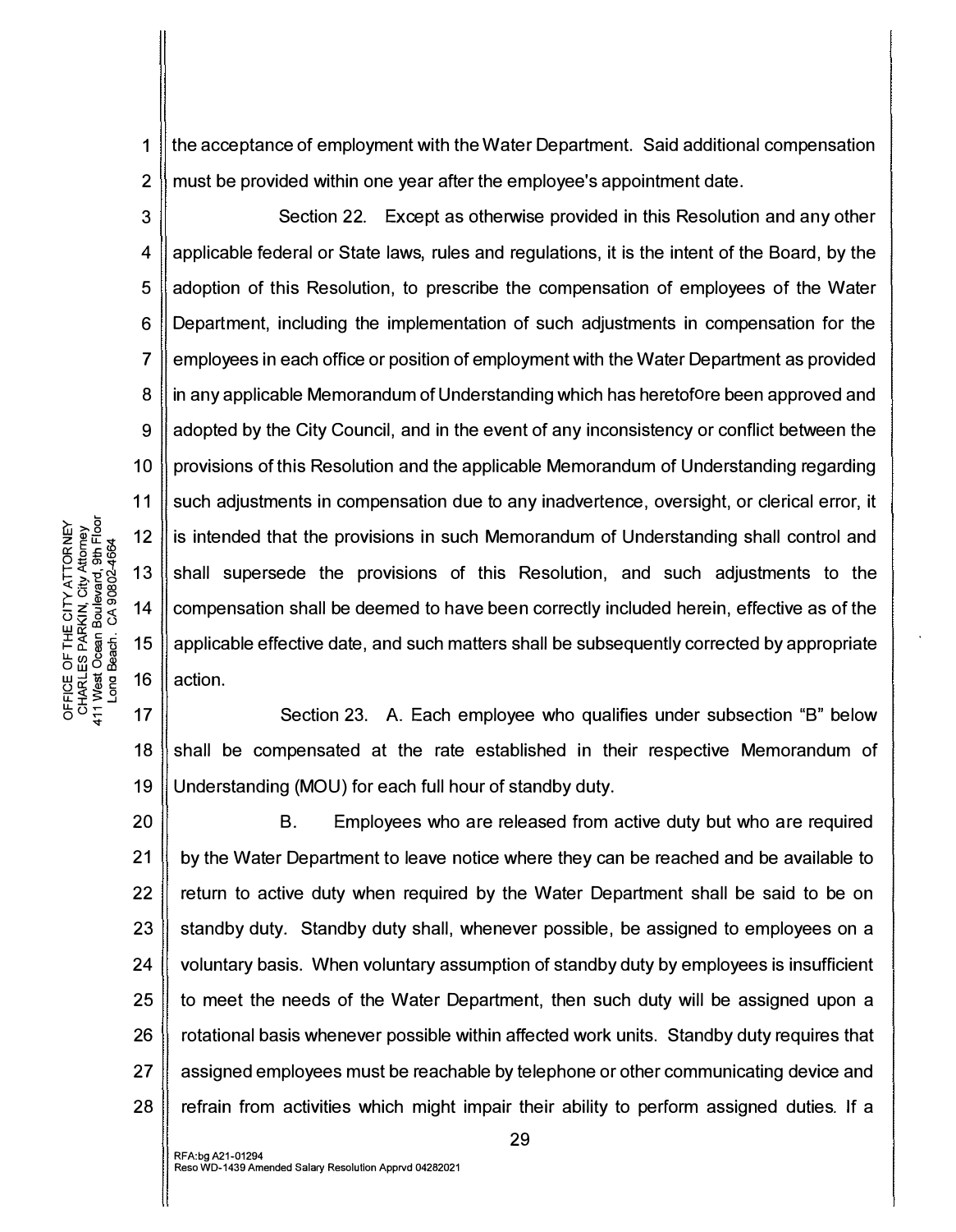the acceptance of employment with the Water Department. Said additional compensation must be provided within one year after the employee's appointment date.

Section 22. Except as otherwise provided in this Resolution and any other applicable federal or State laws, rules and regulations, it is the intent of the Board, by the adoption of this Resolution, to prescribe the compensation of employees of the Water Department, including the implementation of such adjustments in compensation for the employees in each office or position of employment with the Water Department as provided in any applicable Memorandum of Understanding which has heretofore been approved and adopted by the City Council, and in the event of any inconsistency or conflict between the provisions of this Resolution and the applicable Memorandum of Understanding regarding such adjustments in compensation due to any inadvertence, oversight, or clerical error, it is intended that the provisions in such Memorandum of Understanding shall control and shall supersede the provisions of this Resolution, and such adjustments to the compensation shall be deemed to have been correctly included herein, effective as of the applicable effective date, and such matters shall be subsequently corrected by appropriate action.

Section 23. A. Each employee who qualifies under subsection "B" below shall be compensated at the rate established in their respective Memorandum of Understanding (MOU) for each full hour of standby duty.

B. Employees who are released from active duty but who are required by the Water Department to leave notice where they can be reached and be available to return to active duty when required by the Water Department shall be said to be on standby duty. Standby duty shall, whenever possible, be assigned to employees on a voluntary basis. When voluntary assumption of standby duty by employees is insufficient to meet the needs of the Water Department, then such duty will be assigned upon a rotational basis whenever possible within affected work units. Standby duty requires that assigned employees must be reachable by telephone or other communicating device and refrain from activities which might impair their ability to perform assigned duties. If a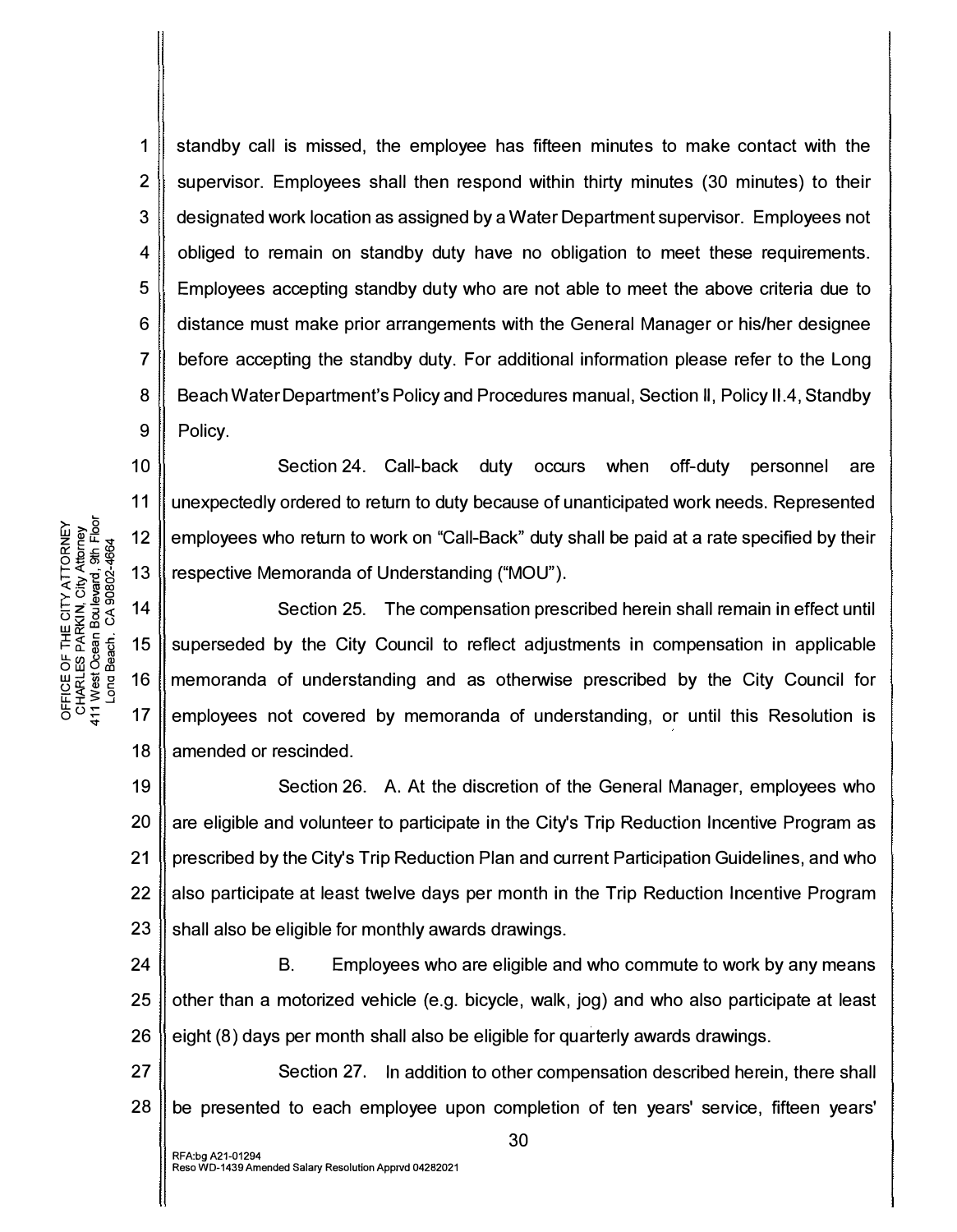standby call is missed, the employee has fifteen minutes to make contact with the supervisor. Employees shall then respond within thirty minutes (30 minutes) to their designated work location as assigned by a Water Department supervisor. Employees not obliged to remain on standby duty have no obligation to meet these requirements. Employees accepting standby duty who are not able to meet the above criteria due to distance must make prior arrangements with the General Manager or his/her designee before accepting the standby duty. For additional information please refer to the Long Beach Water Department's Policy and Procedures manual, Section II, Policy II.4, Standby Policy.

Section 24. Call-back duty occurs when off-duty personnel are unexpectedly ordered to return to duty because of unanticipated work needs. Represented employees who return to work on "Call-Back" duty shall be paid at a rate specified by their respective Memoranda of Understanding ("MOU").

Section 25. The compensation prescribed herein shall remain in effect until superseded by the City Council to reflect adjustments in compensation in applicable memoranda of understanding and as otherwise prescribed by the City Council for employees not covered by memoranda of understanding, or until this Resolution is amended or rescinded.

Section 26. A. At the discretion of the General Manager, employees who are eligible and volunteer to participate in the City's Trip Reduction Incentive Program as prescribed by the City's Trip Reduction Plan and current Participation Guidelines, and who also participate at least twelve days per month in the Trip Reduction Incentive Program shall also be eligible for monthly awards drawings.

B. Employees who are eligible and who commute to work by any means other than a motorized vehicle (e.g. bicycle, walk, jog) and who also participate at least eight (8) days per month shall also be eligible for quarterly awards drawings.

Section 27. In addition to other compensation described herein, there shall be presented to each employee upon completion of ten years' service, fifteen years'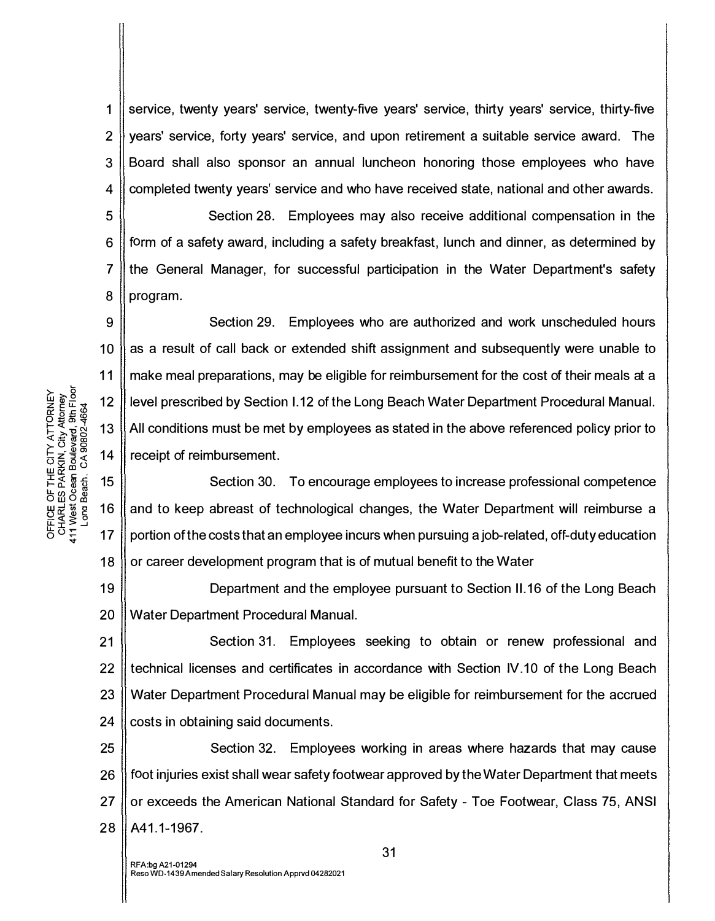service, twenty years' service, twenty-five years' service, thirty years' service, thirty-five years' service, forty years' service, and upon retirement a suitable service award. The Board shall also sponsor an annual luncheon honoring those employees who have completed twenty years' service and who have received state, national and other awards.

Section 28. Employees may also receive additional compensation in the form of a safety award, including a safety breakfast, lunch and dinner, as determined by the General Manager, for successful participation in the Water Department's safety program.

Section 29. Employees who are authorized and work unscheduled hours as a result of call back or extended shift assignment and subsequently were unable to make meal preparations, may be eligible for reimbursement for the cost of their meals at a level prescribed by Section I.12 of the Long Beach Water Department Procedural Manual. All conditions must be met by employees as stated in the above referenced policy prior to receipt of reimbursement.

Section 30. To encourage employees to increase professional competence and to keep abreast of technological changes, the Water Department will reimburse a portion of the costs that an employee incurs when pursuing a job-related, off-duty education or career development program that is of mutual benefit to the Water

Department and the employee pursuant to Section II.16 of the Long Beach Water Department Procedural Manual.

Section 31. Employees seeking to obtain or renew professional and technical licenses and certificates in accordance with Section IV.10 of the Long Beach Water Department Procedural Manual may be eligible for reimbursement for the accrued costs in obtaining said documents.

Section 32. Employees working in areas where hazards that may cause foot injuries exist shall wear safety footwear approved by the Water Department that meets or exceeds the American National Standard for Safety - Toe Footwear, Class 75, ANSI A41.1-1967.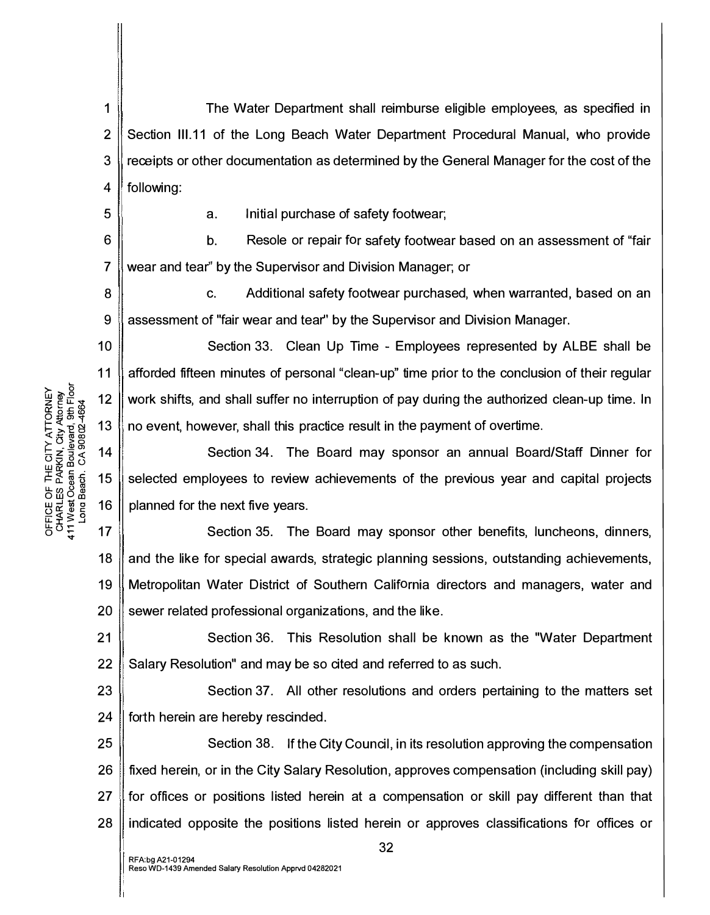The Water Department shall reimburse eligible employees, as specified in Section III.11 of the Long Beach Water Department Procedural Manual, who provide receipts or other documentation as determined by the General Manager for the cost of the following:

a. Initial purchase of safety footwear;

b. Resole or repair for safety footwear based on an assessment of "fair wear and tear" by the Supervisor and Division Manager; or

c. Additional safety footwear purchased, when warranted, based on an assessment of "fair wear and tear" by the Supervisor and Division Manager.

Section 33. Clean Up Time - Employees represented by ALBE shall be afforded fifteen minutes of personal "clean-up" time prior to the conclusion of their regular work shifts, and shall suffer no interruption of pay during the authorized clean-up time. In no event, however, shall this practice result in the payment of overtime.

Section 34. The Board may sponsor an annual Board/Staff Dinner for selected employees to review achievements of the previous year and capital projects planned for the next five years.

Section 35. The Board may sponsor other benefits, luncheons, dinners, and the like for special awards, strategic planning sessions, outstanding achievements, Metropolitan Water District of Southern California directors and managers, water and sewer related professional organizations, and the like.

Section 36. This Resolution shall be known as the "Water Department Salary Resolution" and may be so cited and referred to as such.

Section 37. All other resolutions and orders pertaining to the matters set forth herein are hereby rescinded.

Section 38. If the City Council, in its resolution approving the compensation fixed herein, or in the City Salary Resolution, approves compensation (including skill pay) for offices or positions listed herein at a compensation or skill pay different than that indicated opposite the positions listed herein or approves classifications for offices or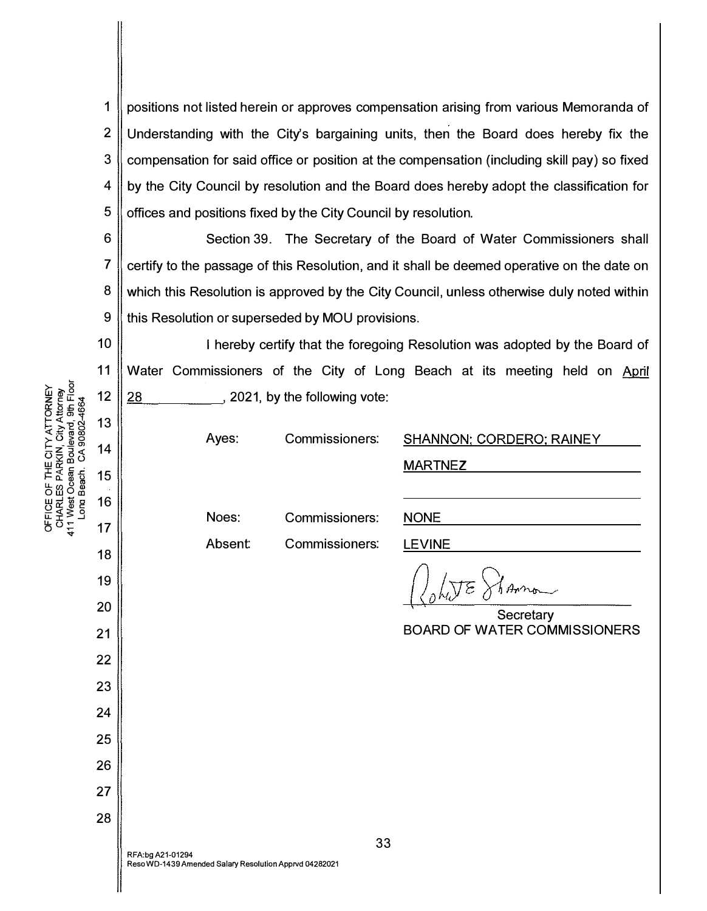positions not listed herein or approves compensation arising from various Memoranda of Understanding with the City's bargaining units, then the Board does hereby fix the compensation for said office or position at the compensation (including skill pay) so fixed by the City Council by resolution and the Board does hereby adopt the classification for offices and positions fixed by the City Council by resolution.

Section 39. The Secretary of the Board of Water Commissioners shall certify to the passage of this Resolution, and it shall be deemed operative on the date on which this Resolution is approved by the City Council, unless otherwise duly noted within this Resolution or superseded by MOU provisions.

I hereby certify that the foregoing Resolution was adopted by the Board of Water Commissioners of the City of Long Beach at its meeting held on April 28, 2021, by the following vote:

| | | |
|---|---|---|
| Ayes: | Commissioners: | SHANNON; CORDERO; RAINEY MARTNEZ |
| Noes: | Commissioners: | NONE |
| Absent: | Commissioners: | LEVINE |

Secretary
BOARD OF WATER COMMISSIONERS

OFFICE OF THE CITY ATTORNEY
CHARLES PARKIN, City Attorney
411 West Ocean Boulevard, 9th Floor
Long Beach, CA 90802-4664

RFA:bg A21-01294
Reso WD-1439 Amended Salary Resolution Apprvd 04282021